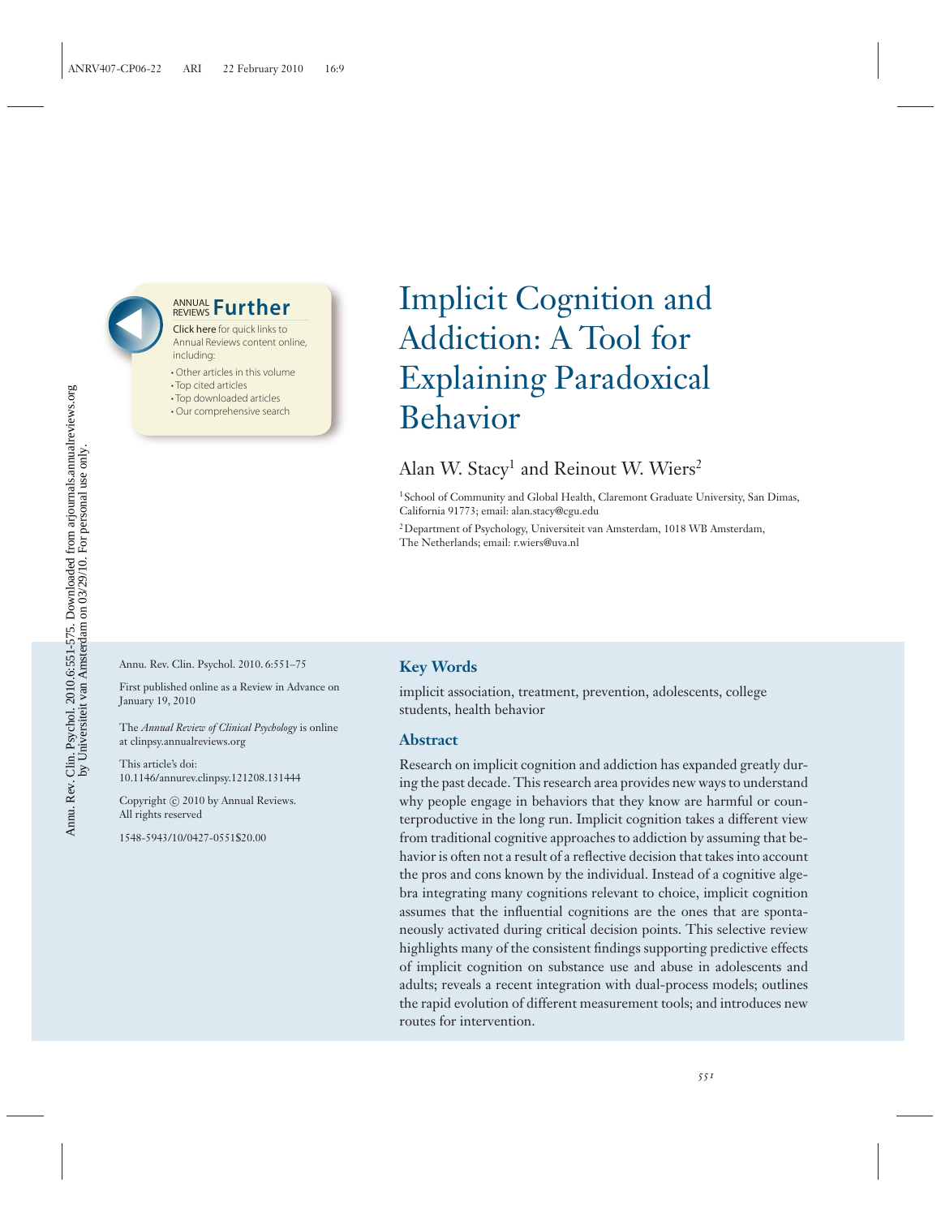# Implicit Cognition and Addiction: A Tool for Explaining Paradoxical Behavior

Alan W. Stacy[1] and Reinout W. Wiers[2]

[1] School of Community and Global Health, Claremont Graduate University, San Dimas, California 91773; email: alan.stacy@cgu.edu

[2] Department of Psychology, Universiteit van Amsterdam, 1018 WB Amsterdam, The Netherlands; email: r.wiers@uva.nl

Annu. Rev. Clin. Psychol. 2010. 6:551–75

First published online as a Review in Advance on January 19, 2010

The *Annual Review of Clinical Psychology* is online at clinpsy.annualreviews.org

This article's doi: 10.1146/annurev.clinpsy.121208.131444

Copyright © 2010 by Annual Reviews. All rights reserved

1548-5943/10/0427-0551$20.00

## Key Words

implicit association, treatment, prevention, adolescents, college students, health behavior

## Abstract

Research on implicit cognition and addiction has expanded greatly during the past decade. This research area provides new ways to understand why people engage in behaviors that they know are harmful or counterproductive in the long run. Implicit cognition takes a different view from traditional cognitive approaches to addiction by assuming that behavior is often not a result of a reflective decision that takes into account the pros and cons known by the individual. Instead of a cognitive algebra integrating many cognitions relevant to choice, implicit cognition assumes that the influential cognitions are the ones that are spontaneously activated during critical decision points. This selective review highlights many of the consistent findings supporting predictive effects of implicit cognition on substance use and abuse in adolescents and adults; reveals a recent integration with dual-process models; outlines the rapid evolution of different measurement tools; and introduces new routes for intervention.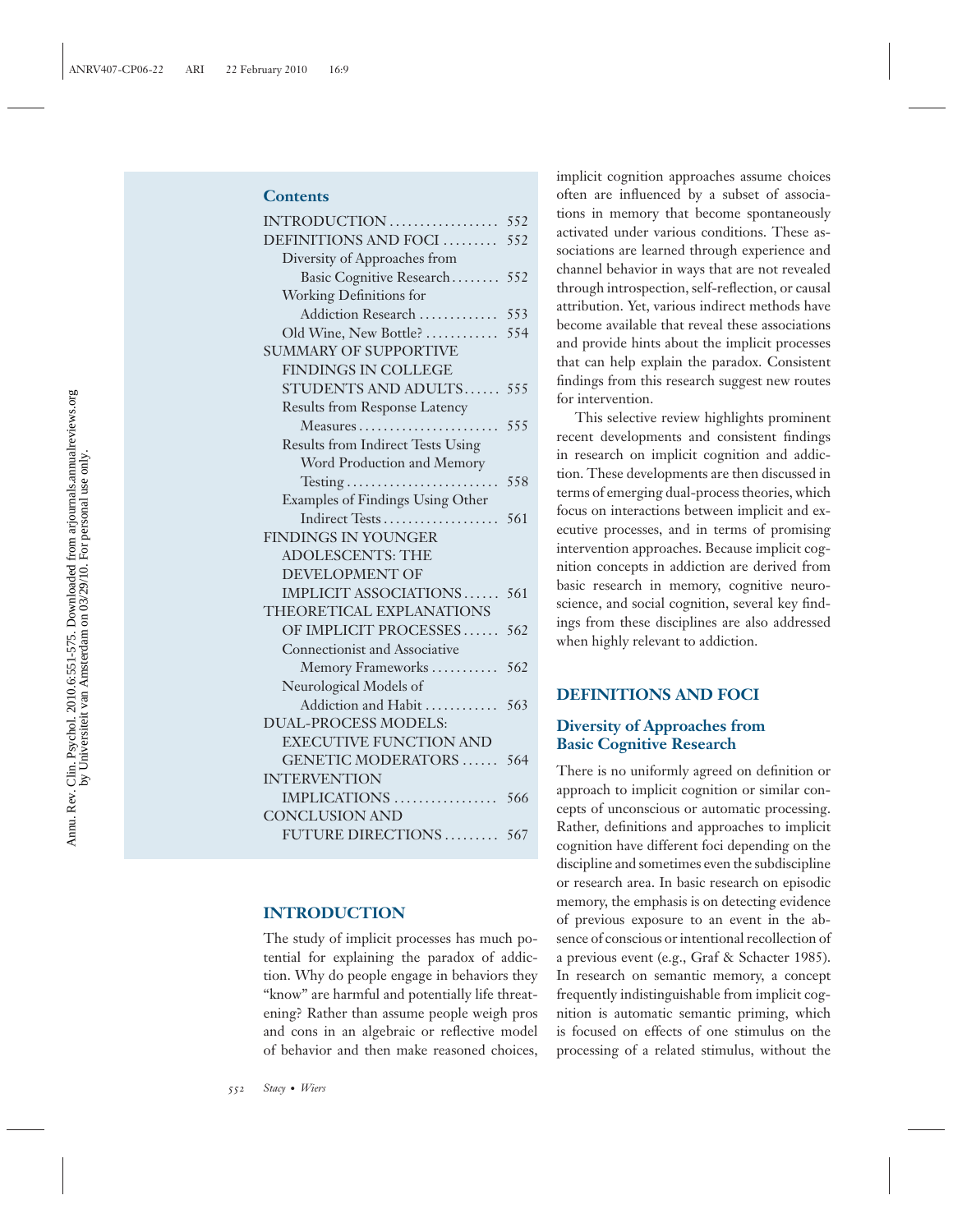## Contents

INTRODUCTION .................. 552
DEFINITIONS AND FOCI ......... 552
- Diversity of Approaches from Basic Cognitive Research ........ 552
- Working Definitions for Addiction Research ............. 553
- Old Wine, New Bottle? ............ 554

SUMMARY OF SUPPORTIVE FINDINGS IN COLLEGE STUDENTS AND ADULTS ...... 555
- Results from Response Latency Measures ....................... 555
- Results from Indirect Tests Using Word Production and Memory Testing ......................... 558
- Examples of Findings Using Other Indirect Tests .................. 561

FINDINGS IN YOUNGER ADOLESCENTS: THE DEVELOPMENT OF IMPLICIT ASSOCIATIONS ...... 561
THEORETICAL EXPLANATIONS OF IMPLICIT PROCESSES ...... 562
- Connectionist and Associative Memory Frameworks ........... 562
- Neurological Models of Addiction and Habit ............ 563

DUAL-PROCESS MODELS: EXECUTIVE FUNCTION AND GENETIC MODERATORS ...... 564
INTERVENTION IMPLICATIONS ................. 566
CONCLUSION AND FUTURE DIRECTIONS ......... 567

## INTRODUCTION

The study of implicit processes has much potential for explaining the paradox of addiction. Why do people engage in behaviors they "know" are harmful and potentially life threatening? Rather than assume people weigh pros and cons in an algebraic or reflective model of behavior and then make reasoned choices, implicit cognition approaches assume choices often are influenced by a subset of associations in memory that become spontaneously activated under various conditions. These associations are learned through experience and channel behavior in ways that are not revealed through introspection, self-reflection, or causal attribution. Yet, various indirect methods have become available that reveal these associations and provide hints about the implicit processes that can help explain the paradox. Consistent findings from this research suggest new routes for intervention.

This selective review highlights prominent recent developments and consistent findings in research on implicit cognition and addiction. These developments are then discussed in terms of emerging dual-process theories, which focus on interactions between implicit and executive processes, and in terms of promising intervention approaches. Because implicit cognition concepts in addiction are derived from basic research in memory, cognitive neuroscience, and social cognition, several key findings from these disciplines are also addressed when highly relevant to addiction.

## DEFINITIONS AND FOCI

### Diversity of Approaches from Basic Cognitive Research

There is no uniformly agreed on definition or approach to implicit cognition or similar concepts of unconscious or automatic processing. Rather, definitions and approaches to implicit cognition have different foci depending on the discipline and sometimes even the subdiscipline or research area. In basic research on episodic memory, the emphasis is on detecting evidence of previous exposure to an event in the absence of conscious or intentional recollection of a previous event (e.g., Graf & Schacter 1985). In research on semantic memory, a concept frequently indistinguishable from implicit cognition is automatic semantic priming, which is focused on effects of one stimulus on the processing of a related stimulus, without the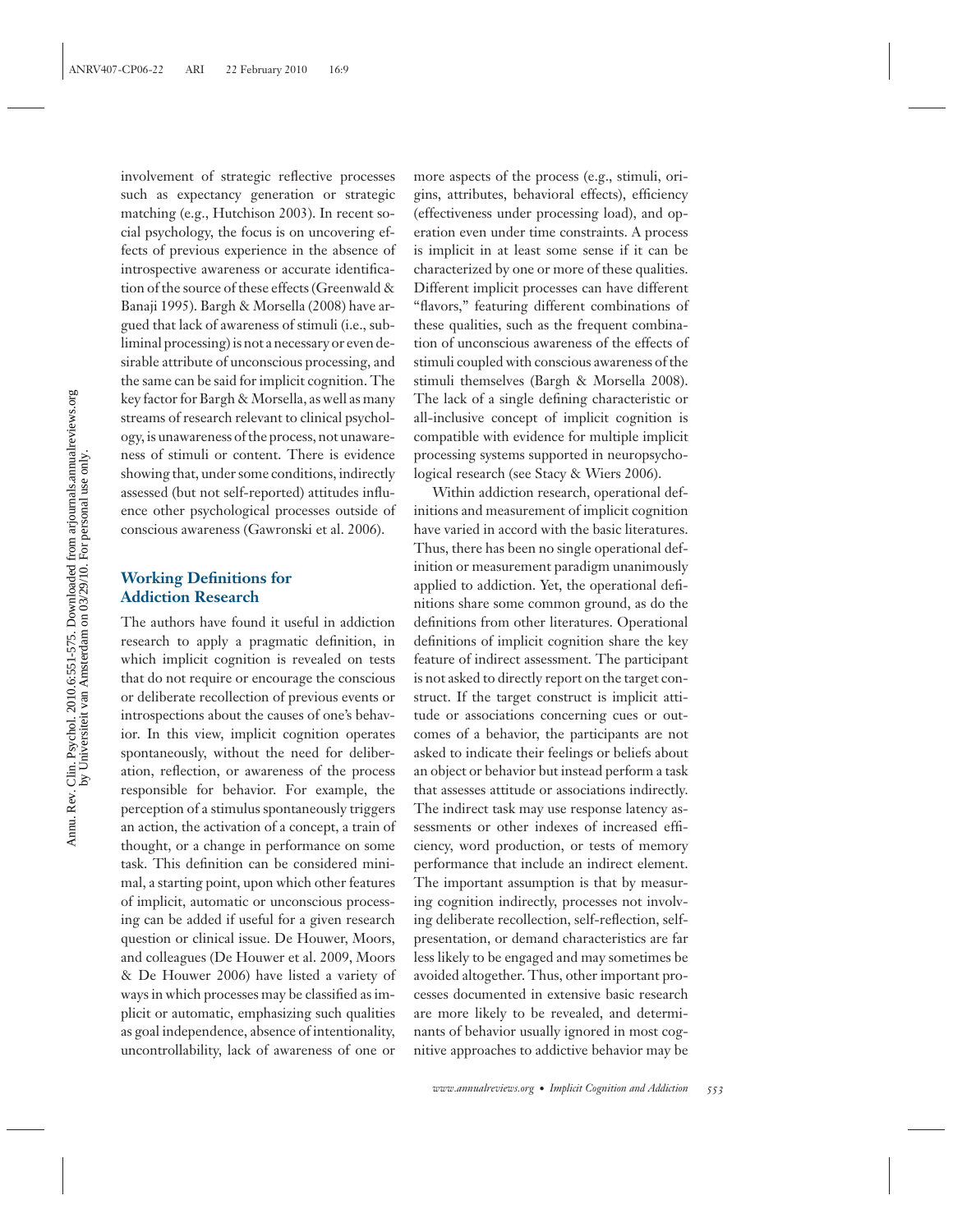involvement of strategic reflective processes such as expectancy generation or strategic matching (e.g., Hutchison 2003). In recent social psychology, the focus is on uncovering effects of previous experience in the absence of introspective awareness or accurate identification of the source of these effects (Greenwald & Banaji 1995). Bargh & Morsella (2008) have argued that lack of awareness of stimuli (i.e., subliminal processing) is not a necessary or even desirable attribute of unconscious processing, and the same can be said for implicit cognition. The key factor for Bargh & Morsella, as well as many streams of research relevant to clinical psychology, is unawareness of the process, not unawareness of stimuli or content. There is evidence showing that, under some conditions, indirectly assessed (but not self-reported) attitudes influence other psychological processes outside of conscious awareness (Gawronski et al. 2006).

## Working Definitions for Addiction Research

The authors have found it useful in addiction research to apply a pragmatic definition, in which implicit cognition is revealed on tests that do not require or encourage the conscious or deliberate recollection of previous events or introspections about the causes of one's behavior. In this view, implicit cognition operates spontaneously, without the need for deliberation, reflection, or awareness of the process responsible for behavior. For example, the perception of a stimulus spontaneously triggers an action, the activation of a concept, a train of thought, or a change in performance on some task. This definition can be considered minimal, a starting point, upon which other features of implicit, automatic or unconscious processing can be added if useful for a given research question or clinical issue. De Houwer, Moors, and colleagues (De Houwer et al. 2009, Moors & De Houwer 2006) have listed a variety of ways in which processes may be classified as implicit or automatic, emphasizing such qualities as goal independence, absence of intentionality, uncontrollability, lack of awareness of one or more aspects of the process (e.g., stimuli, origins, attributes, behavioral effects), efficiency (effectiveness under processing load), and operation even under time constraints. A process is implicit in at least some sense if it can be characterized by one or more of these qualities. Different implicit processes can have different "flavors," featuring different combinations of these qualities, such as the frequent combination of unconscious awareness of the effects of stimuli coupled with conscious awareness of the stimuli themselves (Bargh & Morsella 2008). The lack of a single defining characteristic or all-inclusive concept of implicit cognition is compatible with evidence for multiple implicit processing systems supported in neuropsychological research (see Stacy & Wiers 2006).

Within addiction research, operational definitions and measurement of implicit cognition have varied in accord with the basic literatures. Thus, there has been no single operational definition or measurement paradigm unanimously applied to addiction. Yet, the operational definitions share some common ground, as do the definitions from other literatures. Operational definitions of implicit cognition share the key feature of indirect assessment. The participant is not asked to directly report on the target construct. If the target construct is implicit attitude or associations concerning cues or outcomes of a behavior, the participants are not asked to indicate their feelings or beliefs about an object or behavior but instead perform a task that assesses attitude or associations indirectly. The indirect task may use response latency assessments or other indexes of increased efficiency, word production, or tests of memory performance that include an indirect element. The important assumption is that by measuring cognition indirectly, processes not involving deliberate recollection, self-reflection, self-presentation, or demand characteristics are far less likely to be engaged and may sometimes be avoided altogether. Thus, other important processes documented in extensive basic research are more likely to be revealed, and determinants of behavior usually ignored in most cognitive approaches to addictive behavior may be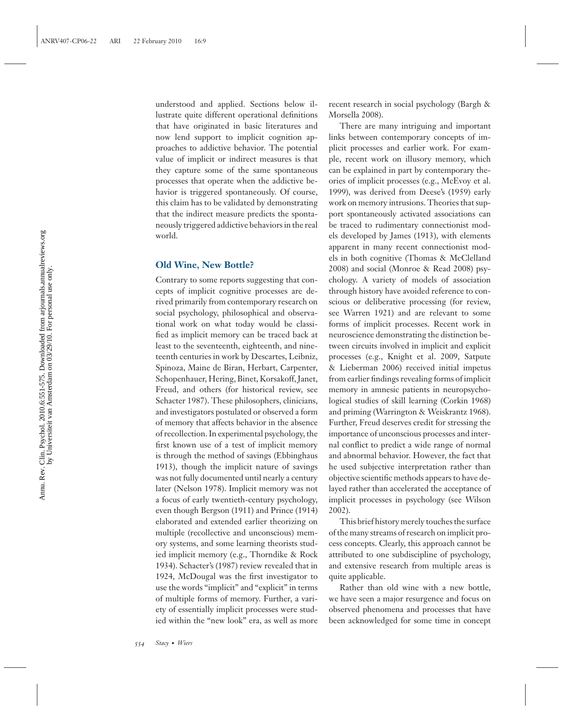understood and applied. Sections below illustrate quite different operational definitions that have originated in basic literatures and now lend support to implicit cognition approaches to addictive behavior. The potential value of implicit or indirect measures is that they capture some of the same spontaneous processes that operate when the addictive behavior is triggered spontaneously. Of course, this claim has to be validated by demonstrating that the indirect measure predicts the spontaneously triggered addictive behaviors in the real world.

### Old Wine, New Bottle?

Contrary to some reports suggesting that concepts of implicit cognitive processes are derived primarily from contemporary research on social psychology, philosophical and observational work on what today would be classified as implicit memory can be traced back at least to the seventeenth, eighteenth, and nineteenth centuries in work by Descartes, Leibniz, Spinoza, Maine de Biran, Herbart, Carpenter, Schopenhauer, Hering, Binet, Korsakoff, Janet, Freud, and others (for historical review, see Schacter 1987). These philosophers, clinicians, and investigators postulated or observed a form of memory that affects behavior in the absence of recollection. In experimental psychology, the first known use of a test of implicit memory is through the method of savings (Ebbinghaus 1913), though the implicit nature of savings was not fully documented until nearly a century later (Nelson 1978). Implicit memory was not a focus of early twentieth-century psychology, even though Bergson (1911) and Prince (1914) elaborated and extended earlier theorizing on multiple (recollective and unconscious) memory systems, and some learning theorists studied implicit memory (e.g., Thorndike & Rock 1934). Schacter's (1987) review revealed that in 1924, McDougal was the first investigator to use the words "implicit" and "explicit" in terms of multiple forms of memory. Further, a variety of essentially implicit processes were studied within the "new look" era, as well as more recent research in social psychology (Bargh & Morsella 2008).

There are many intriguing and important links between contemporary concepts of implicit processes and earlier work. For example, recent work on illusory memory, which can be explained in part by contemporary theories of implicit processes (e.g., McEvoy et al. 1999), was derived from Deese's (1959) early work on memory intrusions. Theories that support spontaneously activated associations can be traced to rudimentary connectionist models developed by James (1913), with elements apparent in many recent connectionist models in both cognitive (Thomas & McClelland 2008) and social (Monroe & Read 2008) psychology. A variety of models of association through history have avoided reference to conscious or deliberative processing (for review, see Warren 1921) and are relevant to some forms of implicit processes. Recent work in neuroscience demonstrating the distinction between circuits involved in implicit and explicit processes (e.g., Knight et al. 2009, Satpute & Lieberman 2006) received initial impetus from earlier findings revealing forms of implicit memory in amnesic patients in neuropsychological studies of skill learning (Corkin 1968) and priming (Warrington & Weiskrantz 1968). Further, Freud deserves credit for stressing the importance of unconscious processes and internal conflict to predict a wide range of normal and abnormal behavior. However, the fact that he used subjective interpretation rather than objective scientific methods appears to have delayed rather than accelerated the acceptance of implicit processes in psychology (see Wilson 2002).

This brief history merely touches the surface of the many streams of research on implicit process concepts. Clearly, this approach cannot be attributed to one subdiscipline of psychology, and extensive research from multiple areas is quite applicable.

Rather than old wine with a new bottle, we have seen a major resurgence and focus on observed phenomena and processes that have been acknowledged for some time in concept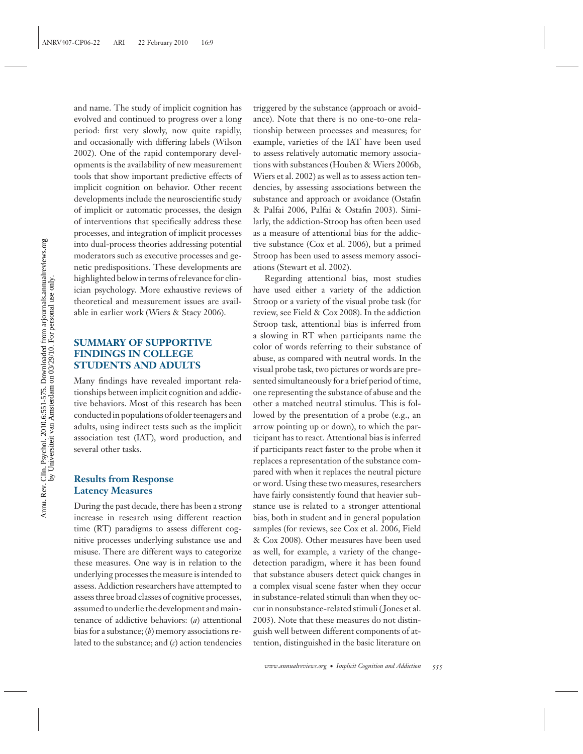and name. The study of implicit cognition has evolved and continued to progress over a long period: first very slowly, now quite rapidly, and occasionally with differing labels (Wilson 2002). One of the rapid contemporary developments is the availability of new measurement tools that show important predictive effects of implicit cognition on behavior. Other recent developments include the neuroscientific study of implicit or automatic processes, the design of interventions that specifically address these processes, and integration of implicit processes into dual-process theories addressing potential moderators such as executive processes and genetic predispositions. These developments are highlighted below in terms of relevance for clinician psychology. More exhaustive reviews of theoretical and measurement issues are available in earlier work (Wiers & Stacy 2006).

## SUMMARY OF SUPPORTIVE FINDINGS IN COLLEGE STUDENTS AND ADULTS

Many findings have revealed important relationships between implicit cognition and addictive behaviors. Most of this research has been conducted in populations of older teenagers and adults, using indirect tests such as the implicit association test (IAT), word production, and several other tasks.

### Results from Response Latency Measures

During the past decade, there has been a strong increase in research using different reaction time (RT) paradigms to assess different cognitive processes underlying substance use and misuse. There are different ways to categorize these measures. One way is in relation to the underlying processes the measure is intended to assess. Addiction researchers have attempted to assess three broad classes of cognitive processes, assumed to underlie the development and maintenance of addictive behaviors: (*a*) attentional bias for a substance; (*b*) memory associations related to the substance; and (*c*) action tendencies triggered by the substance (approach or avoidance). Note that there is no one-to-one relationship between processes and measures; for example, varieties of the IAT have been used to assess relatively automatic memory associations with substances (Houben & Wiers 2006b, Wiers et al. 2002) as well as to assess action tendencies, by assessing associations between the substance and approach or avoidance (Ostafin & Palfai 2006, Palfai & Ostafin 2003). Similarly, the addiction-Stroop has often been used as a measure of attentional bias for the addictive substance (Cox et al. 2006), but a primed Stroop has been used to assess memory associations (Stewart et al. 2002).

Regarding attentional bias, most studies have used either a variety of the addiction Stroop or a variety of the visual probe task (for review, see Field & Cox 2008). In the addiction Stroop task, attentional bias is inferred from a slowing in RT when participants name the color of words referring to their substance of abuse, as compared with neutral words. In the visual probe task, two pictures or words are presented simultaneously for a brief period of time, one representing the substance of abuse and the other a matched neutral stimulus. This is followed by the presentation of a probe (e.g., an arrow pointing up or down), to which the participant has to react. Attentional bias is inferred if participants react faster to the probe when it replaces a representation of the substance compared with when it replaces the neutral picture or word. Using these two measures, researchers have fairly consistently found that heavier substance use is related to a stronger attentional bias, both in student and in general population samples (for reviews, see Cox et al. 2006, Field & Cox 2008). Other measures have been used as well, for example, a variety of the change-detection paradigm, where it has been found that substance abusers detect quick changes in a complex visual scene faster when they occur in substance-related stimuli than when they occur in nonsubstance-related stimuli (Jones et al. 2003). Note that these measures do not distinguish well between different components of attention, distinguished in the basic literature on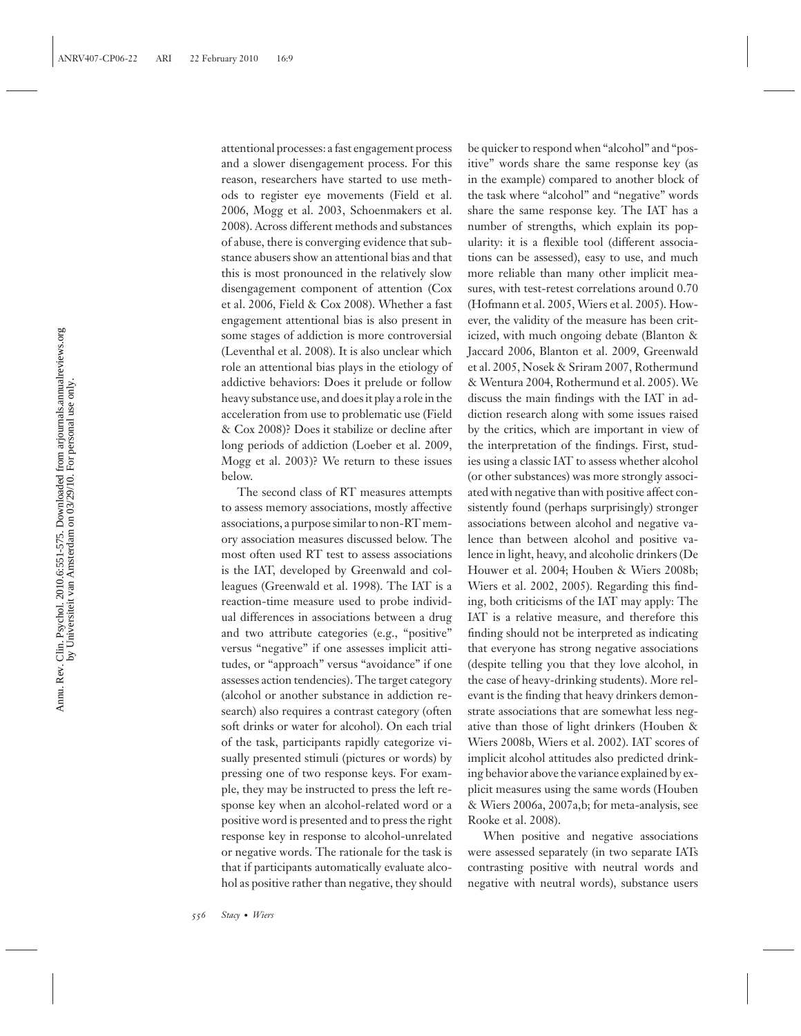attentional processes: a fast engagement process and a slower disengagement process. For this reason, researchers have started to use methods to register eye movements (Field et al. 2006, Mogg et al. 2003, Schoenmakers et al. 2008). Across different methods and substances of abuse, there is converging evidence that substance abusers show an attentional bias and that this is most pronounced in the relatively slow disengagement component of attention (Cox et al. 2006, Field & Cox 2008). Whether a fast engagement attentional bias is also present in some stages of addiction is more controversial (Leventhal et al. 2008). It is also unclear which role an attentional bias plays in the etiology of addictive behaviors: Does it prelude or follow heavy substance use, and does it play a role in the acceleration from use to problematic use (Field & Cox 2008)? Does it stabilize or decline after long periods of addiction (Loeber et al. 2009, Mogg et al. 2003)? We return to these issues below.

The second class of RT measures attempts to assess memory associations, mostly affective associations, a purpose similar to non-RT memory association measures discussed below. The most often used RT test to assess associations is the IAT, developed by Greenwald and colleagues (Greenwald et al. 1998). The IAT is a reaction-time measure used to probe individual differences in associations between a drug and two attribute categories (e.g., "positive" versus "negative" if one assesses implicit attitudes, or "approach" versus "avoidance" if one assesses action tendencies). The target category (alcohol or another substance in addiction research) also requires a contrast category (often soft drinks or water for alcohol). On each trial of the task, participants rapidly categorize visually presented stimuli (pictures or words) by pressing one of two response keys. For example, they may be instructed to press the left response key when an alcohol-related word or a positive word is presented and to press the right response key in response to alcohol-unrelated or negative words. The rationale for the task is that if participants automatically evaluate alcohol as positive rather than negative, they should be quicker to respond when "alcohol" and "positive" words share the same response key (as in the example) compared to another block of the task where "alcohol" and "negative" words share the same response key. The IAT has a number of strengths, which explain its popularity: it is a flexible tool (different associations can be assessed), easy to use, and much more reliable than many other implicit measures, with test-retest correlations around 0.70 (Hofmann et al. 2005, Wiers et al. 2005). However, the validity of the measure has been criticized, with much ongoing debate (Blanton & Jaccard 2006, Blanton et al. 2009, Greenwald et al. 2005, Nosek & Sriram 2007, Rothermund & Wentura 2004, Rothermund et al. 2005). We discuss the main findings with the IAT in addiction research along with some issues raised by the critics, which are important in view of the interpretation of the findings. First, studies using a classic IAT to assess whether alcohol (or other substances) was more strongly associated with negative than with positive affect consistently found (perhaps surprisingly) stronger associations between alcohol and negative valence than between alcohol and positive valence in light, heavy, and alcoholic drinkers (De Houwer et al. 2004; Houben & Wiers 2008b; Wiers et al. 2002, 2005). Regarding this finding, both criticisms of the IAT may apply: The IAT is a relative measure, and therefore this finding should not be interpreted as indicating that everyone has strong negative associations (despite telling you that they love alcohol, in the case of heavy-drinking students). More relevant is the finding that heavy drinkers demonstrate associations that are somewhat less negative than those of light drinkers (Houben & Wiers 2008b, Wiers et al. 2002). IAT scores of implicit alcohol attitudes also predicted drinking behavior above the variance explained by explicit measures using the same words (Houben & Wiers 2006a, 2007a,b; for meta-analysis, see Rooke et al. 2008).

When positive and negative associations were assessed separately (in two separate IATs contrasting positive with neutral words and negative with neutral words), substance users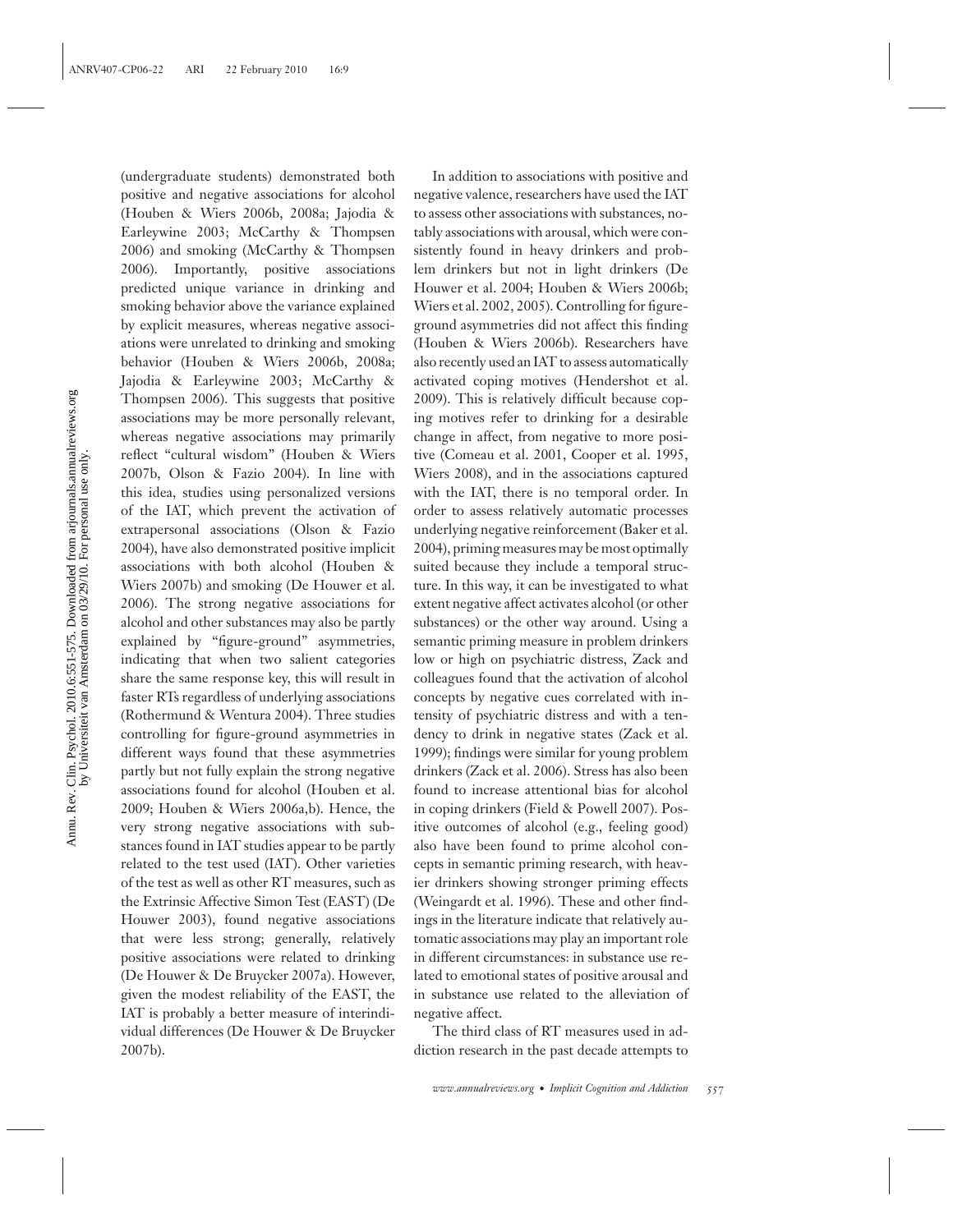(undergraduate students) demonstrated both positive and negative associations for alcohol (Houben & Wiers 2006b, 2008a; Jajodia & Earleywine 2003; McCarthy & Thompsen 2006) and smoking (McCarthy & Thompsen 2006). Importantly, positive associations predicted unique variance in drinking and smoking behavior above the variance explained by explicit measures, whereas negative associations were unrelated to drinking and smoking behavior (Houben & Wiers 2006b, 2008a; Jajodia & Earleywine 2003; McCarthy & Thompsen 2006). This suggests that positive associations may be more personally relevant, whereas negative associations may primarily reflect "cultural wisdom" (Houben & Wiers 2007b, Olson & Fazio 2004). In line with this idea, studies using personalized versions of the IAT, which prevent the activation of extrapersonal associations (Olson & Fazio 2004), have also demonstrated positive implicit associations with both alcohol (Houben & Wiers 2007b) and smoking (De Houwer et al. 2006). The strong negative associations for alcohol and other substances may also be partly explained by "figure-ground" asymmetries, indicating that when two salient categories share the same response key, this will result in faster RTs regardless of underlying associations (Rothermund & Wentura 2004). Three studies controlling for figure-ground asymmetries in different ways found that these asymmetries partly but not fully explain the strong negative associations found for alcohol (Houben et al. 2009; Houben & Wiers 2006a,b). Hence, the very strong negative associations with substances found in IAT studies appear to be partly related to the test used (IAT). Other varieties of the test as well as other RT measures, such as the Extrinsic Affective Simon Test (EAST) (De Houwer 2003), found negative associations that were less strong; generally, relatively positive associations were related to drinking (De Houwer & De Bruycker 2007a). However, given the modest reliability of the EAST, the IAT is probably a better measure of interindividual differences (De Houwer & De Bruycker 2007b).

In addition to associations with positive and negative valence, researchers have used the IAT to assess other associations with substances, notably associations with arousal, which were consistently found in heavy drinkers and problem drinkers but not in light drinkers (De Houwer et al. 2004; Houben & Wiers 2006b; Wiers et al. 2002, 2005). Controlling for figure-ground asymmetries did not affect this finding (Houben & Wiers 2006b). Researchers have also recently used an IAT to assess automatically activated coping motives (Hendershot et al. 2009). This is relatively difficult because coping motives refer to drinking for a desirable change in affect, from negative to more positive (Comeau et al. 2001, Cooper et al. 1995, Wiers 2008), and in the associations captured with the IAT, there is no temporal order. In order to assess relatively automatic processes underlying negative reinforcement (Baker et al. 2004), priming measures may be most optimally suited because they include a temporal structure. In this way, it can be investigated to what extent negative affect activates alcohol (or other substances) or the other way around. Using a semantic priming measure in problem drinkers low or high on psychiatric distress, Zack and colleagues found that the activation of alcohol concepts by negative cues correlated with intensity of psychiatric distress and with a tendency to drink in negative states (Zack et al. 1999); findings were similar for young problem drinkers (Zack et al. 2006). Stress has also been found to increase attentional bias for alcohol in coping drinkers (Field & Powell 2007). Positive outcomes of alcohol (e.g., feeling good) also have been found to prime alcohol concepts in semantic priming research, with heavier drinkers showing stronger priming effects (Weingardt et al. 1996). These and other findings in the literature indicate that relatively automatic associations may play an important role in different circumstances: in substance use related to emotional states of positive arousal and in substance use related to the alleviation of negative affect.

The third class of RT measures used in addiction research in the past decade attempts to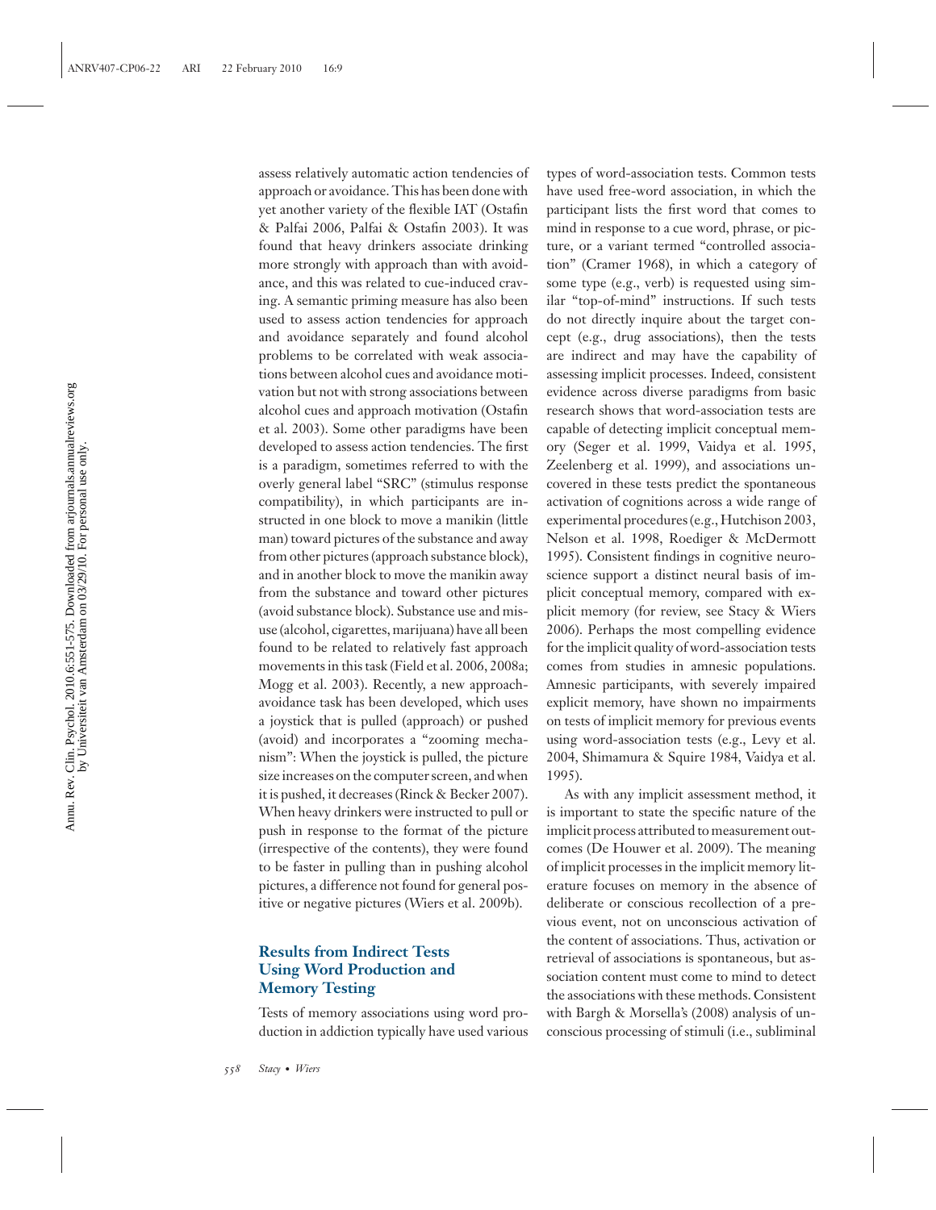assess relatively automatic action tendencies of approach or avoidance. This has been done with yet another variety of the flexible IAT (Ostafin & Palfai 2006, Palfai & Ostafin 2003). It was found that heavy drinkers associate drinking more strongly with approach than with avoidance, and this was related to cue-induced craving. A semantic priming measure has also been used to assess action tendencies for approach and avoidance separately and found alcohol problems to be correlated with weak associations between alcohol cues and avoidance motivation but not with strong associations between alcohol cues and approach motivation (Ostafin et al. 2003). Some other paradigms have been developed to assess action tendencies. The first is a paradigm, sometimes referred to with the overly general label "SRC" (stimulus response compatibility), in which participants are instructed in one block to move a manikin (little man) toward pictures of the substance and away from other pictures (approach substance block), and in another block to move the manikin away from the substance and toward other pictures (avoid substance block). Substance use and misuse (alcohol, cigarettes, marijuana) have all been found to be related to relatively fast approach movements in this task (Field et al. 2006, 2008a; Mogg et al. 2003). Recently, a new approach-avoidance task has been developed, which uses a joystick that is pulled (approach) or pushed (avoid) and incorporates a "zooming mechanism": When the joystick is pulled, the picture size increases on the computer screen, and when it is pushed, it decreases (Rinck & Becker 2007). When heavy drinkers were instructed to pull or push in response to the format of the picture (irrespective of the contents), they were found to be faster in pulling than in pushing alcohol pictures, a difference not found for general positive or negative pictures (Wiers et al. 2009b).

### Results from Indirect Tests Using Word Production and Memory Testing

Tests of memory associations using word production in addiction typically have used various types of word-association tests. Common tests have used free-word association, in which the participant lists the first word that comes to mind in response to a cue word, phrase, or picture, or a variant termed "controlled association" (Cramer 1968), in which a category of some type (e.g., verb) is requested using similar "top-of-mind" instructions. If such tests do not directly inquire about the target concept (e.g., drug associations), then the tests are indirect and may have the capability of assessing implicit processes. Indeed, consistent evidence across diverse paradigms from basic research shows that word-association tests are capable of detecting implicit conceptual memory (Seger et al. 1999, Vaidya et al. 1995, Zeelenberg et al. 1999), and associations uncovered in these tests predict the spontaneous activation of cognitions across a wide range of experimental procedures (e.g., Hutchison 2003, Nelson et al. 1998, Roediger & McDermott 1995). Consistent findings in cognitive neuroscience support a distinct neural basis of implicit conceptual memory, compared with explicit memory (for review, see Stacy & Wiers 2006). Perhaps the most compelling evidence for the implicit quality of word-association tests comes from studies in amnesic populations. Amnesic participants, with severely impaired explicit memory, have shown no impairments on tests of implicit memory for previous events using word-association tests (e.g., Levy et al. 2004, Shimamura & Squire 1984, Vaidya et al. 1995).

As with any implicit assessment method, it is important to state the specific nature of the implicit process attributed to measurement outcomes (De Houwer et al. 2009). The meaning of implicit processes in the implicit memory literature focuses on memory in the absence of deliberate or conscious recollection of a previous event, not on unconscious activation of the content of associations. Thus, activation or retrieval of associations is spontaneous, but association content must come to mind to detect the associations with these methods. Consistent with Bargh & Morsella's (2008) analysis of unconscious processing of stimuli (i.e., subliminal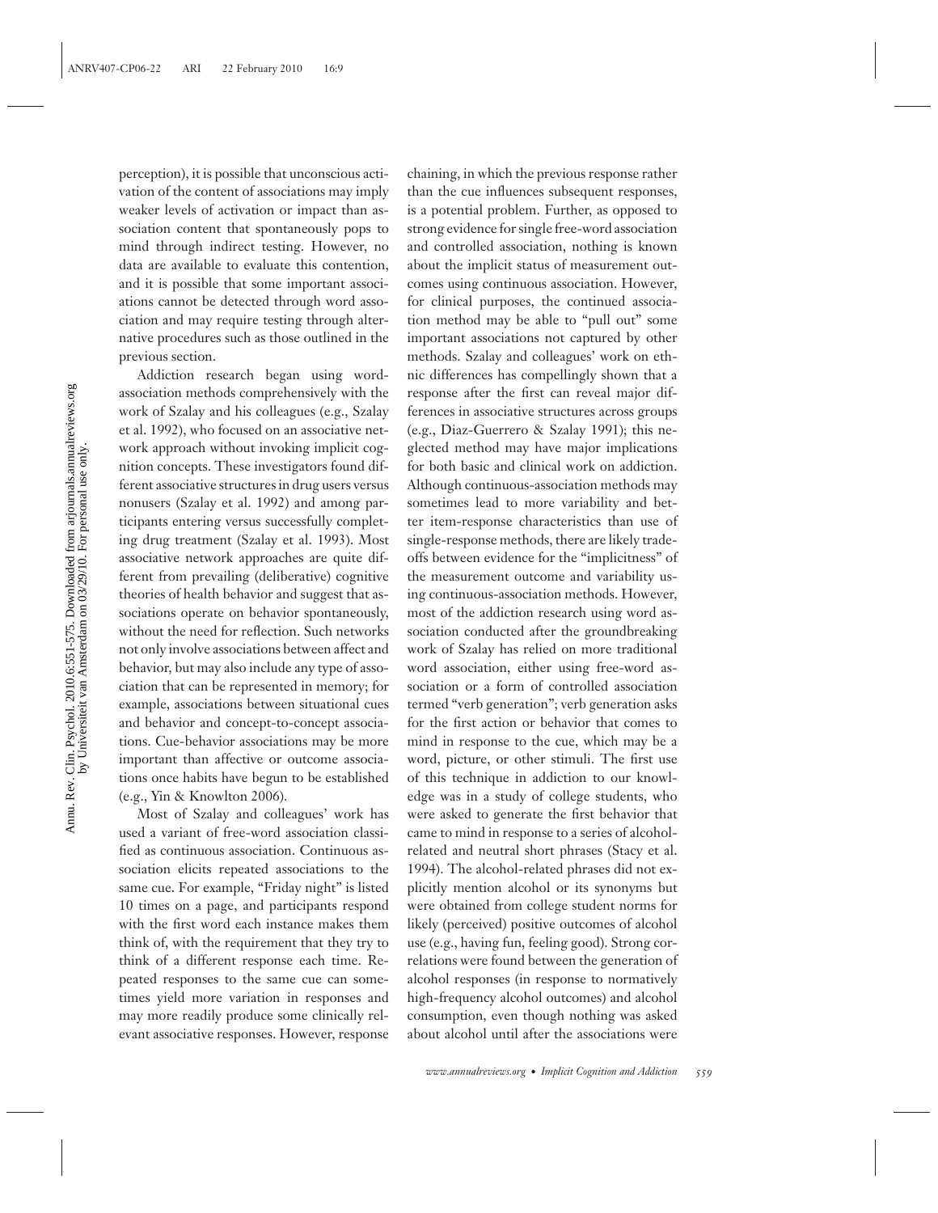perception), it is possible that unconscious activation of the content of associations may imply weaker levels of activation or impact than association content that spontaneously pops to mind through indirect testing. However, no data are available to evaluate this contention, and it is possible that some important associations cannot be detected through word association and may require testing through alternative procedures such as those outlined in the previous section.

Addiction research began using word-association methods comprehensively with the work of Szalay and his colleagues (e.g., Szalay et al. 1992), who focused on an associative network approach without invoking implicit cognition concepts. These investigators found different associative structures in drug users versus nonusers (Szalay et al. 1992) and among participants entering versus successfully completing drug treatment (Szalay et al. 1993). Most associative network approaches are quite different from prevailing (deliberative) cognitive theories of health behavior and suggest that associations operate on behavior spontaneously, without the need for reflection. Such networks not only involve associations between affect and behavior, but may also include any type of association that can be represented in memory; for example, associations between situational cues and behavior and concept-to-concept associations. Cue-behavior associations may be more important than affective or outcome associations once habits have begun to be established (e.g., Yin & Knowlton 2006).

Most of Szalay and colleagues' work has used a variant of free-word association classified as continuous association. Continuous association elicits repeated associations to the same cue. For example, "Friday night" is listed 10 times on a page, and participants respond with the first word each instance makes them think of, with the requirement that they try to think of a different response each time. Repeated responses to the same cue can sometimes yield more variation in responses and may more readily produce some clinically relevant associative responses. However, response chaining, in which the previous response rather than the cue influences subsequent responses, is a potential problem. Further, as opposed to strong evidence for single free-word association and controlled association, nothing is known about the implicit status of measurement outcomes using continuous association. However, for clinical purposes, the continued association method may be able to "pull out" some important associations not captured by other methods. Szalay and colleagues' work on ethnic differences has compellingly shown that a response after the first can reveal major differences in associative structures across groups (e.g., Diaz-Guerrero & Szalay 1991); this neglected method may have major implications for both basic and clinical work on addiction. Although continuous-association methods may sometimes lead to more variability and better item-response characteristics than use of single-response methods, there are likely trade-offs between evidence for the "implicitness" of the measurement outcome and variability using continuous-association methods. However, most of the addiction research using word association conducted after the groundbreaking work of Szalay has relied on more traditional word association, either using free-word association or a form of controlled association termed "verb generation"; verb generation asks for the first action or behavior that comes to mind in response to the cue, which may be a word, picture, or other stimuli. The first use of this technique in addiction to our knowledge was in a study of college students, who were asked to generate the first behavior that came to mind in response to a series of alcohol-related and neutral short phrases (Stacy et al. 1994). The alcohol-related phrases did not explicitly mention alcohol or its synonyms but were obtained from college student norms for likely (perceived) positive outcomes of alcohol use (e.g., having fun, feeling good). Strong correlations were found between the generation of alcohol responses (in response to normatively high-frequency alcohol outcomes) and alcohol consumption, even though nothing was asked about alcohol until after the associations were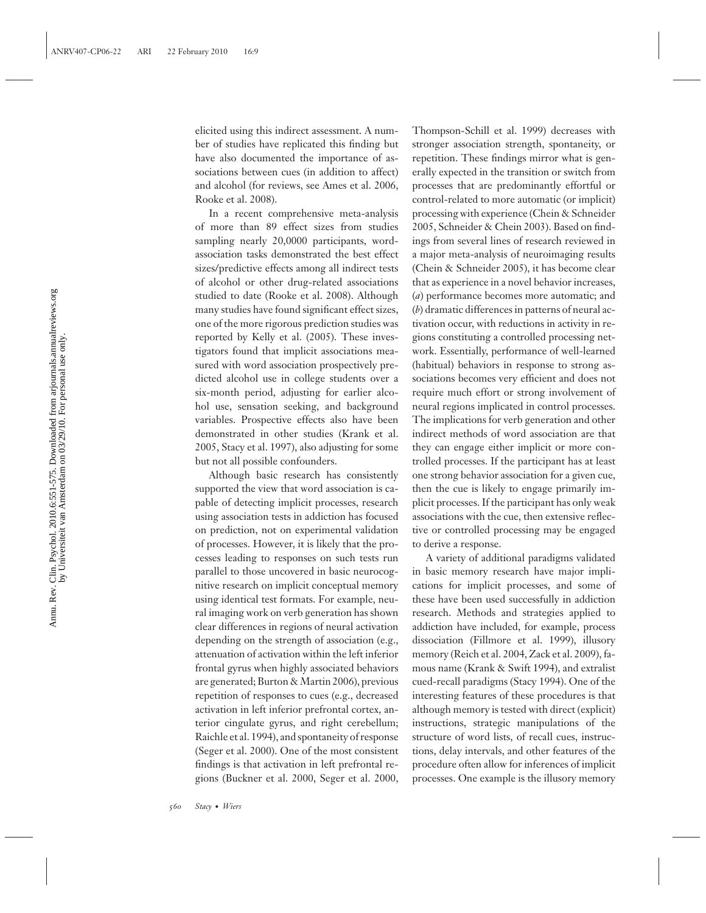elicited using this indirect assessment. A number of studies have replicated this finding but have also documented the importance of associations between cues (in addition to affect) and alcohol (for reviews, see Ames et al. 2006, Rooke et al. 2008).

In a recent comprehensive meta-analysis of more than 89 effect sizes from studies sampling nearly 20,0000 participants, word-association tasks demonstrated the best effect sizes/predictive effects among all indirect tests of alcohol or other drug-related associations studied to date (Rooke et al. 2008). Although many studies have found significant effect sizes, one of the more rigorous prediction studies was reported by Kelly et al. (2005). These investigators found that implicit associations measured with word association prospectively predicted alcohol use in college students over a six-month period, adjusting for earlier alcohol use, sensation seeking, and background variables. Prospective effects also have been demonstrated in other studies (Krank et al. 2005, Stacy et al. 1997), also adjusting for some but not all possible confounders.

Although basic research has consistently supported the view that word association is capable of detecting implicit processes, research using association tests in addiction has focused on prediction, not on experimental validation of processes. However, it is likely that the processes leading to responses on such tests run parallel to those uncovered in basic neurocognitive research on implicit conceptual memory using identical test formats. For example, neural imaging work on verb generation has shown clear differences in regions of neural activation depending on the strength of association (e.g., attenuation of activation within the left inferior frontal gyrus when highly associated behaviors are generated; Burton & Martin 2006), previous repetition of responses to cues (e.g., decreased activation in left inferior prefrontal cortex, anterior cingulate gyrus, and right cerebellum; Raichle et al. 1994), and spontaneity of response (Seger et al. 2000). One of the most consistent findings is that activation in left prefrontal regions (Buckner et al. 2000, Seger et al. 2000, Thompson-Schill et al. 1999) decreases with stronger association strength, spontaneity, or repetition. These findings mirror what is generally expected in the transition or switch from processes that are predominantly effortful or control-related to more automatic (or implicit) processing with experience (Chein & Schneider 2005, Schneider & Chein 2003). Based on findings from several lines of research reviewed in a major meta-analysis of neuroimaging results (Chein & Schneider 2005), it has become clear that as experience in a novel behavior increases, (*a*) performance becomes more automatic; and (*b*) dramatic differences in patterns of neural activation occur, with reductions in activity in regions constituting a controlled processing network. Essentially, performance of well-learned (habitual) behaviors in response to strong associations becomes very efficient and does not require much effort or strong involvement of neural regions implicated in control processes. The implications for verb generation and other indirect methods of word association are that they can engage either implicit or more controlled processes. If the participant has at least one strong behavior association for a given cue, then the cue is likely to engage primarily implicit processes. If the participant has only weak associations with the cue, then extensive reflective or controlled processing may be engaged to derive a response.

A variety of additional paradigms validated in basic memory research have major implications for implicit processes, and some of these have been used successfully in addiction research. Methods and strategies applied to addiction have included, for example, process dissociation (Fillmore et al. 1999), illusory memory (Reich et al. 2004, Zack et al. 2009), famous name (Krank & Swift 1994), and extralist cued-recall paradigms (Stacy 1994). One of the interesting features of these procedures is that although memory is tested with direct (explicit) instructions, strategic manipulations of the structure of word lists, of recall cues, instructions, delay intervals, and other features of the procedure often allow for inferences of implicit processes. One example is the illusory memory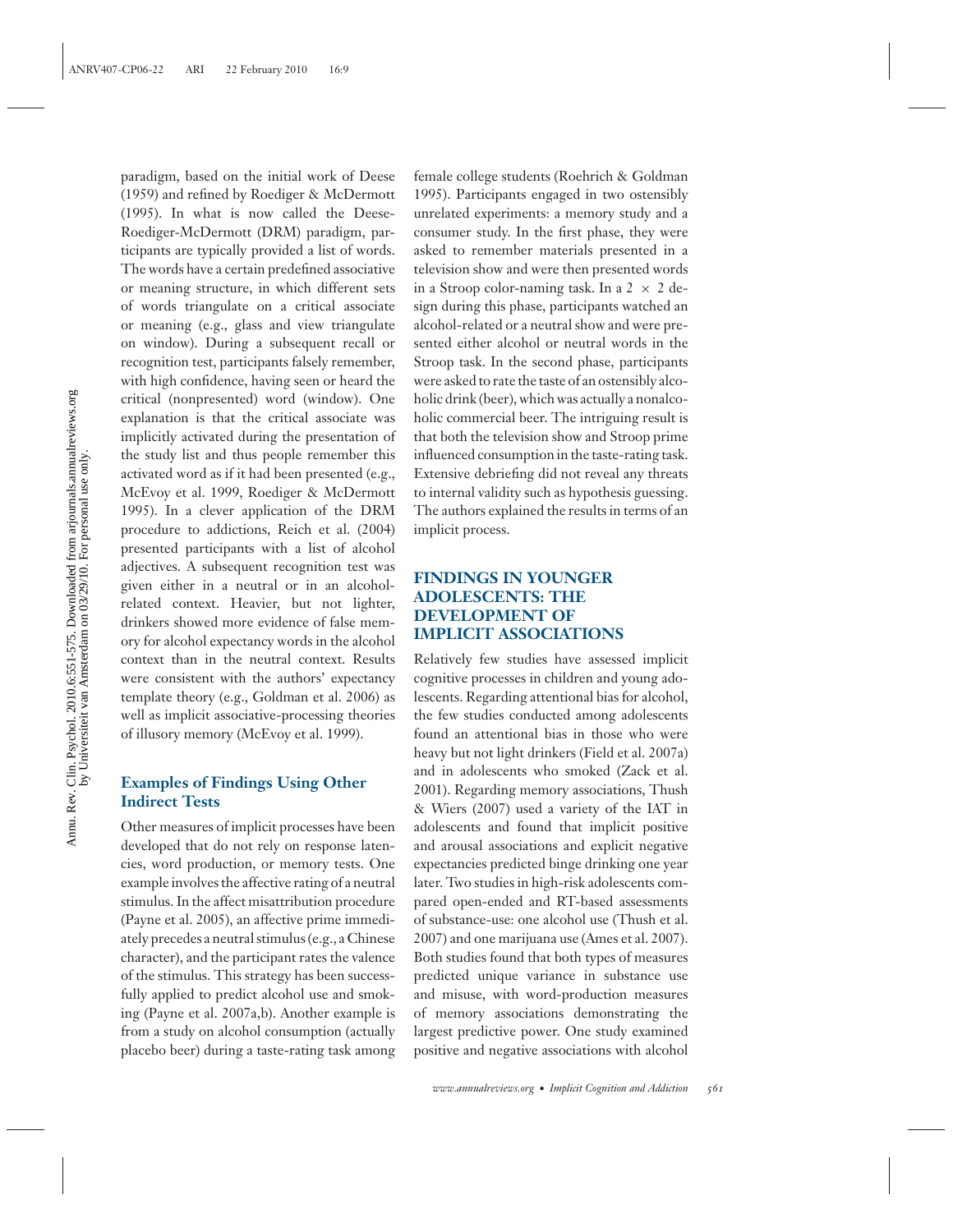paradigm, based on the initial work of Deese (1959) and refined by Roediger & McDermott (1995). In what is now called the Deese-Roediger-McDermott (DRM) paradigm, participants are typically provided a list of words. The words have a certain predefined associative or meaning structure, in which different sets of words triangulate on a critical associate or meaning (e.g., glass and view triangulate on window). During a subsequent recall or recognition test, participants falsely remember, with high confidence, having seen or heard the critical (nonpresented) word (window). One explanation is that the critical associate was implicitly activated during the presentation of the study list and thus people remember this activated word as if it had been presented (e.g., McEvoy et al. 1999, Roediger & McDermott 1995). In a clever application of the DRM procedure to addictions, Reich et al. (2004) presented participants with a list of alcohol adjectives. A subsequent recognition test was given either in a neutral or in an alcohol-related context. Heavier, but not lighter, drinkers showed more evidence of false memory for alcohol expectancy words in the alcohol context than in the neutral context. Results were consistent with the authors' expectancy template theory (e.g., Goldman et al. 2006) as well as implicit associative-processing theories of illusory memory (McEvoy et al. 1999).

### Examples of Findings Using Other Indirect Tests

Other measures of implicit processes have been developed that do not rely on response latencies, word production, or memory tests. One example involves the affective rating of a neutral stimulus. In the affect misattribution procedure (Payne et al. 2005), an affective prime immediately precedes a neutral stimulus (e.g., a Chinese character), and the participant rates the valence of the stimulus. This strategy has been successfully applied to predict alcohol use and smoking (Payne et al. 2007a,b). Another example is from a study on alcohol consumption (actually placebo beer) during a taste-rating task among female college students (Roehrich & Goldman 1995). Participants engaged in two ostensibly unrelated experiments: a memory study and a consumer study. In the first phase, they were asked to remember materials presented in a television show and were then presented words in a Stroop color-naming task. In a 2 × 2 design during this phase, participants watched an alcohol-related or a neutral show and were presented either alcohol or neutral words in the Stroop task. In the second phase, participants were asked to rate the taste of an ostensibly alcoholic drink (beer), which was actually a nonalcoholic commercial beer. The intriguing result is that both the television show and Stroop prime influenced consumption in the taste-rating task. Extensive debriefing did not reveal any threats to internal validity such as hypothesis guessing. The authors explained the results in terms of an implicit process.

## FINDINGS IN YOUNGER ADOLESCENTS: THE DEVELOPMENT OF IMPLICIT ASSOCIATIONS

Relatively few studies have assessed implicit cognitive processes in children and young adolescents. Regarding attentional bias for alcohol, the few studies conducted among adolescents found an attentional bias in those who were heavy but not light drinkers (Field et al. 2007a) and in adolescents who smoked (Zack et al. 2001). Regarding memory associations, Thush & Wiers (2007) used a variety of the IAT in adolescents and found that implicit positive and arousal associations and explicit negative expectancies predicted binge drinking one year later. Two studies in high-risk adolescents compared open-ended and RT-based assessments of substance-use: one alcohol use (Thush et al. 2007) and one marijuana use (Ames et al. 2007). Both studies found that both types of measures predicted unique variance in substance use and misuse, with word-production measures of memory associations demonstrating the largest predictive power. One study examined positive and negative associations with alcohol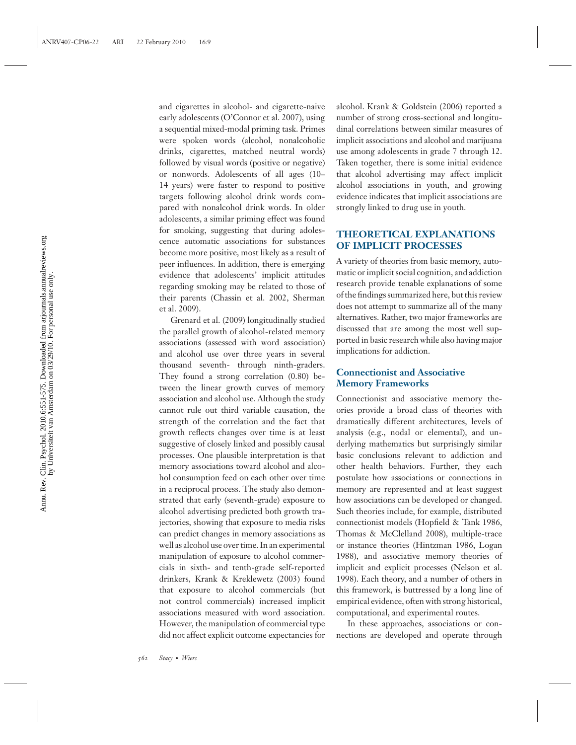and cigarettes in alcohol- and cigarette-naive early adolescents (O'Connor et al. 2007), using a sequential mixed-modal priming task. Primes were spoken words (alcohol, nonalcoholic drinks, cigarettes, matched neutral words) followed by visual words (positive or negative) or nonwords. Adolescents of all ages (10–14 years) were faster to respond to positive targets following alcohol drink words compared with nonalcohol drink words. In older adolescents, a similar priming effect was found for smoking, suggesting that during adolescence automatic associations for substances become more positive, most likely as a result of peer influences. In addition, there is emerging evidence that adolescents' implicit attitudes regarding smoking may be related to those of their parents (Chassin et al. 2002, Sherman et al. 2009).

Grenard et al. (2009) longitudinally studied the parallel growth of alcohol-related memory associations (assessed with word association) and alcohol use over three years in several thousand seventh- through ninth-graders. They found a strong correlation (0.80) between the linear growth curves of memory association and alcohol use. Although the study cannot rule out third variable causation, the strength of the correlation and the fact that growth reflects changes over time is at least suggestive of closely linked and possibly causal processes. One plausible interpretation is that memory associations toward alcohol and alcohol consumption feed on each other over time in a reciprocal process. The study also demonstrated that early (seventh-grade) exposure to alcohol advertising predicted both growth trajectories, showing that exposure to media risks can predict changes in memory associations as well as alcohol use over time. In an experimental manipulation of exposure to alcohol commercials in sixth- and tenth-grade self-reported drinkers, Krank & Kreklewetz (2003) found that exposure to alcohol commercials (but not control commercials) increased implicit associations measured with word association. However, the manipulation of commercial type did not affect explicit outcome expectancies for alcohol. Krank & Goldstein (2006) reported a number of strong cross-sectional and longitudinal correlations between similar measures of implicit associations and alcohol and marijuana use among adolescents in grade 7 through 12. Taken together, there is some initial evidence that alcohol advertising may affect implicit alcohol associations in youth, and growing evidence indicates that implicit associations are strongly linked to drug use in youth.

## THEORETICAL EXPLANATIONS OF IMPLICIT PROCESSES

A variety of theories from basic memory, automatic or implicit social cognition, and addiction research provide tenable explanations of some of the findings summarized here, but this review does not attempt to summarize all of the many alternatives. Rather, two major frameworks are discussed that are among the most well supported in basic research while also having major implications for addiction.

### Connectionist and Associative Memory Frameworks

Connectionist and associative memory theories provide a broad class of theories with dramatically different architectures, levels of analysis (e.g., nodal or elemental), and underlying mathematics but surprisingly similar basic conclusions relevant to addiction and other health behaviors. Further, they each postulate how associations or connections in memory are represented and at least suggest how associations can be developed or changed. Such theories include, for example, distributed connectionist models (Hopfield & Tank 1986, Thomas & McClelland 2008), multiple-trace or instance theories (Hintzman 1986, Logan 1988), and associative memory theories of implicit and explicit processes (Nelson et al. 1998). Each theory, and a number of others in this framework, is buttressed by a long line of empirical evidence, often with strong historical, computational, and experimental routes.

In these approaches, associations or connections are developed and operate through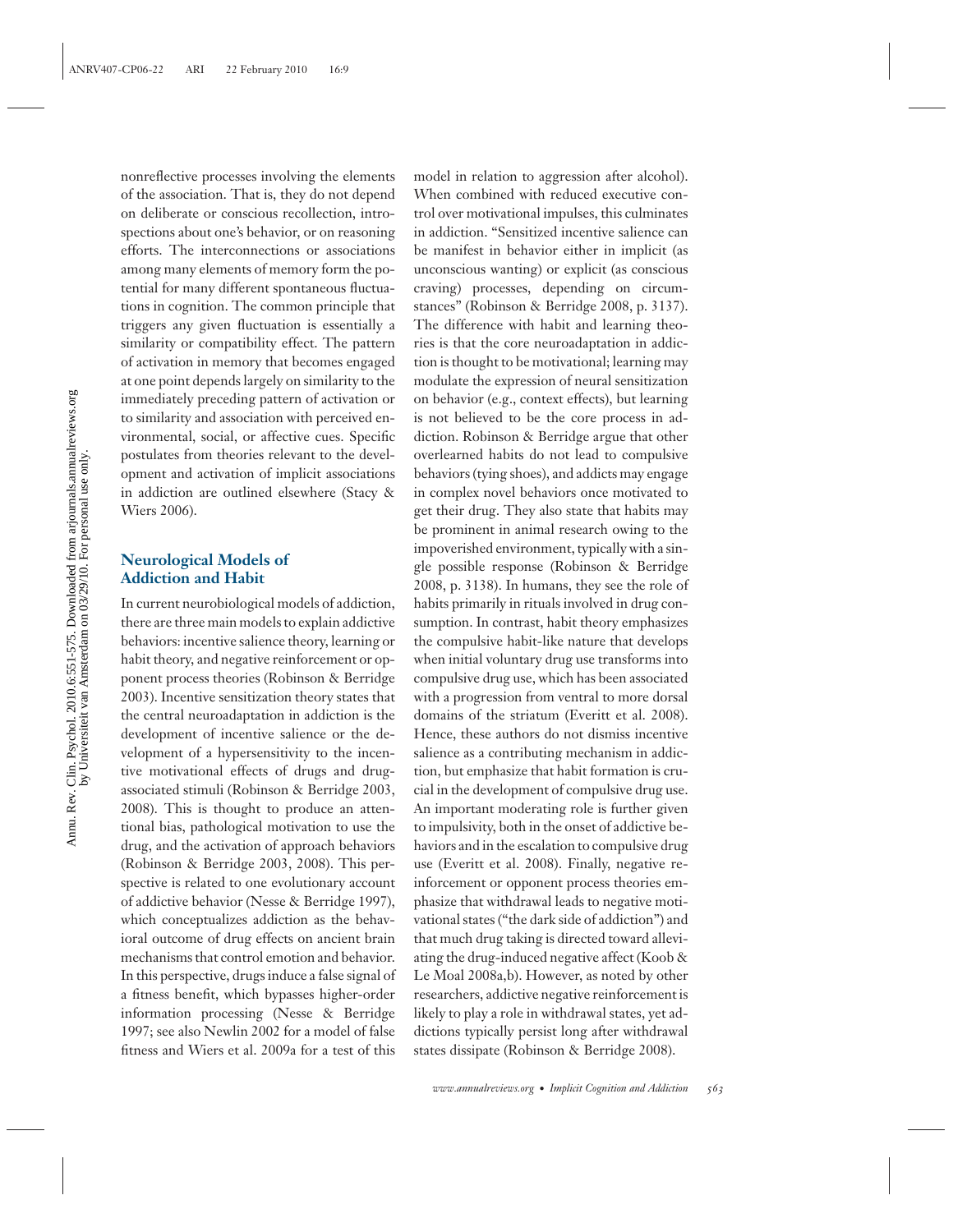nonreflective processes involving the elements of the association. That is, they do not depend on deliberate or conscious recollection, introspections about one's behavior, or on reasoning efforts. The interconnections or associations among many elements of memory form the potential for many different spontaneous fluctuations in cognition. The common principle that triggers any given fluctuation is essentially a similarity or compatibility effect. The pattern of activation in memory that becomes engaged at one point depends largely on similarity to the immediately preceding pattern of activation or to similarity and association with perceived environmental, social, or affective cues. Specific postulates from theories relevant to the development and activation of implicit associations in addiction are outlined elsewhere (Stacy & Wiers 2006).

## Neurological Models of Addiction and Habit

In current neurobiological models of addiction, there are three main models to explain addictive behaviors: incentive salience theory, learning or habit theory, and negative reinforcement or opponent process theories (Robinson & Berridge 2003). Incentive sensitization theory states that the central neuroadaptation in addiction is the development of incentive salience or the development of a hypersensitivity to the incentive motivational effects of drugs and drug-associated stimuli (Robinson & Berridge 2003, 2008). This is thought to produce an attentional bias, pathological motivation to use the drug, and the activation of approach behaviors (Robinson & Berridge 2003, 2008). This perspective is related to one evolutionary account of addictive behavior (Nesse & Berridge 1997), which conceptualizes addiction as the behavioral outcome of drug effects on ancient brain mechanisms that control emotion and behavior. In this perspective, drugs induce a false signal of a fitness benefit, which bypasses higher-order information processing (Nesse & Berridge 1997; see also Newlin 2002 for a model of false fitness and Wiers et al. 2009a for a test of this model in relation to aggression after alcohol). When combined with reduced executive control over motivational impulses, this culminates in addiction. "Sensitized incentive salience can be manifest in behavior either in implicit (as unconscious wanting) or explicit (as conscious craving) processes, depending on circumstances" (Robinson & Berridge 2008, p. 3137). The difference with habit and learning theories is that the core neuroadaptation in addiction is thought to be motivational; learning may modulate the expression of neural sensitization on behavior (e.g., context effects), but learning is not believed to be the core process in addiction. Robinson & Berridge argue that other overlearned habits do not lead to compulsive behaviors (tying shoes), and addicts may engage in complex novel behaviors once motivated to get their drug. They also state that habits may be prominent in animal research owing to the impoverished environment, typically with a single possible response (Robinson & Berridge 2008, p. 3138). In humans, they see the role of habits primarily in rituals involved in drug consumption. In contrast, habit theory emphasizes the compulsive habit-like nature that develops when initial voluntary drug use transforms into compulsive drug use, which has been associated with a progression from ventral to more dorsal domains of the striatum (Everitt et al. 2008). Hence, these authors do not dismiss incentive salience as a contributing mechanism in addiction, but emphasize that habit formation is crucial in the development of compulsive drug use. An important moderating role is further given to impulsivity, both in the onset of addictive behaviors and in the escalation to compulsive drug use (Everitt et al. 2008). Finally, negative reinforcement or opponent process theories emphasize that withdrawal leads to negative motivational states ("the dark side of addiction") and that much drug taking is directed toward alleviating the drug-induced negative affect (Koob & Le Moal 2008a,b). However, as noted by other researchers, addictive negative reinforcement is likely to play a role in withdrawal states, yet addictions typically persist long after withdrawal states dissipate (Robinson & Berridge 2008).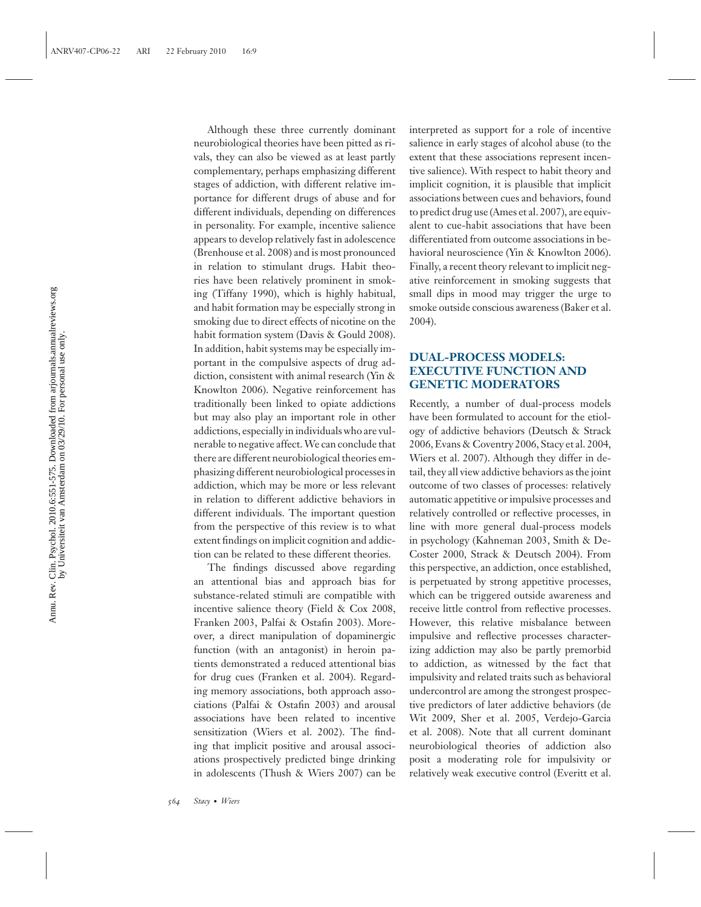Although these three currently dominant neurobiological theories have been pitted as rivals, they can also be viewed as at least partly complementary, perhaps emphasizing different stages of addiction, with different relative importance for different drugs of abuse and for different individuals, depending on differences in personality. For example, incentive salience appears to develop relatively fast in adolescence (Brenhouse et al. 2008) and is most pronounced in relation to stimulant drugs. Habit theories have been relatively prominent in smoking (Tiffany 1990), which is highly habitual, and habit formation may be especially strong in smoking due to direct effects of nicotine on the habit formation system (Davis & Gould 2008). In addition, habit systems may be especially important in the compulsive aspects of drug addiction, consistent with animal research (Yin & Knowlton 2006). Negative reinforcement has traditionally been linked to opiate addictions but may also play an important role in other addictions, especially in individuals who are vulnerable to negative affect. We can conclude that there are different neurobiological theories emphasizing different neurobiological processes in addiction, which may be more or less relevant in relation to different addictive behaviors in different individuals. The important question from the perspective of this review is to what extent findings on implicit cognition and addiction can be related to these different theories.

The findings discussed above regarding an attentional bias and approach bias for substance-related stimuli are compatible with incentive salience theory (Field & Cox 2008, Franken 2003, Palfai & Ostafin 2003). Moreover, a direct manipulation of dopaminergic function (with an antagonist) in heroin patients demonstrated a reduced attentional bias for drug cues (Franken et al. 2004). Regarding memory associations, both approach associations (Palfai & Ostafin 2003) and arousal associations have been related to incentive sensitization (Wiers et al. 2002). The finding that implicit positive and arousal associations prospectively predicted binge drinking in adolescents (Thush & Wiers 2007) can be interpreted as support for a role of incentive salience in early stages of alcohol abuse (to the extent that these associations represent incentive salience). With respect to habit theory and implicit cognition, it is plausible that implicit associations between cues and behaviors, found to predict drug use (Ames et al. 2007), are equivalent to cue-habit associations that have been differentiated from outcome associations in behavioral neuroscience (Yin & Knowlton 2006). Finally, a recent theory relevant to implicit negative reinforcement in smoking suggests that small dips in mood may trigger the urge to smoke outside conscious awareness (Baker et al. 2004).

## DUAL-PROCESS MODELS: EXECUTIVE FUNCTION AND GENETIC MODERATORS

Recently, a number of dual-process models have been formulated to account for the etiology of addictive behaviors (Deutsch & Strack 2006, Evans & Coventry 2006, Stacy et al. 2004, Wiers et al. 2007). Although they differ in detail, they all view addictive behaviors as the joint outcome of two classes of processes: relatively automatic appetitive or impulsive processes and relatively controlled or reflective processes, in line with more general dual-process models in psychology (Kahneman 2003, Smith & DeCoster 2000, Strack & Deutsch 2004). From this perspective, an addiction, once established, is perpetuated by strong appetitive processes, which can be triggered outside awareness and receive little control from reflective processes. However, this relative misbalance between impulsive and reflective processes characterizing addiction may also be partly premorbid to addiction, as witnessed by the fact that impulsivity and related traits such as behavioral undercontrol are among the strongest prospective predictors of later addictive behaviors (de Wit 2009, Sher et al. 2005, Verdejo-Garcia et al. 2008). Note that all current dominant neurobiological theories of addiction also posit a moderating role for impulsivity or relatively weak executive control (Everitt et al.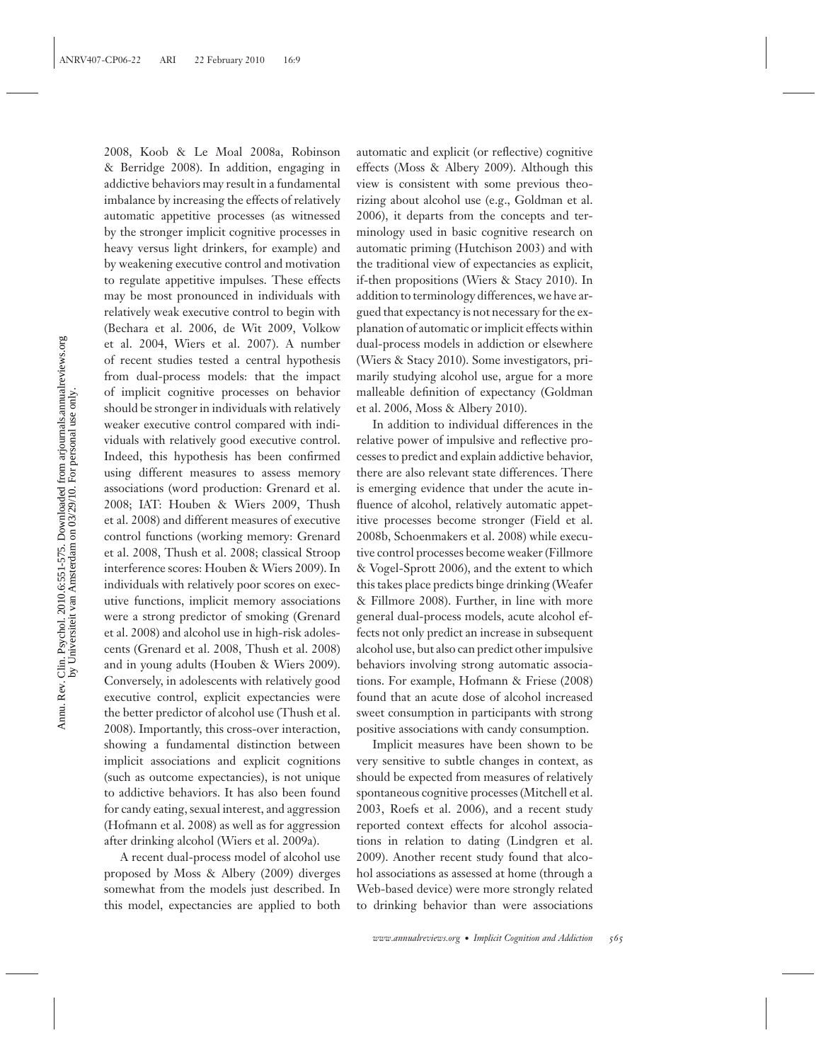2008, Koob & Le Moal 2008a, Robinson & Berridge 2008). In addition, engaging in addictive behaviors may result in a fundamental imbalance by increasing the effects of relatively automatic appetitive processes (as witnessed by the stronger implicit cognitive processes in heavy versus light drinkers, for example) and by weakening executive control and motivation to regulate appetitive impulses. These effects may be most pronounced in individuals with relatively weak executive control to begin with (Bechara et al. 2006, de Wit 2009, Volkow et al. 2004, Wiers et al. 2007). A number of recent studies tested a central hypothesis from dual-process models: that the impact of implicit cognitive processes on behavior should be stronger in individuals with relatively weaker executive control compared with individuals with relatively good executive control. Indeed, this hypothesis has been confirmed using different measures to assess memory associations (word production: Grenard et al. 2008; IAT: Houben & Wiers 2009, Thush et al. 2008) and different measures of executive control functions (working memory: Grenard et al. 2008, Thush et al. 2008; classical Stroop interference scores: Houben & Wiers 2009). In individuals with relatively poor scores on executive functions, implicit memory associations were a strong predictor of smoking (Grenard et al. 2008) and alcohol use in high-risk adolescents (Grenard et al. 2008, Thush et al. 2008) and in young adults (Houben & Wiers 2009). Conversely, in adolescents with relatively good executive control, explicit expectancies were the better predictor of alcohol use (Thush et al. 2008). Importantly, this cross-over interaction, showing a fundamental distinction between implicit associations and explicit cognitions (such as outcome expectancies), is not unique to addictive behaviors. It has also been found for candy eating, sexual interest, and aggression (Hofmann et al. 2008) as well as for aggression after drinking alcohol (Wiers et al. 2009a).

A recent dual-process model of alcohol use proposed by Moss & Albery (2009) diverges somewhat from the models just described. In this model, expectancies are applied to both automatic and explicit (or reflective) cognitive effects (Moss & Albery 2009). Although this view is consistent with some previous theorizing about alcohol use (e.g., Goldman et al. 2006), it departs from the concepts and terminology used in basic cognitive research on automatic priming (Hutchison 2003) and with the traditional view of expectancies as explicit, if-then propositions (Wiers & Stacy 2010). In addition to terminology differences, we have argued that expectancy is not necessary for the explanation of automatic or implicit effects within dual-process models in addiction or elsewhere (Wiers & Stacy 2010). Some investigators, primarily studying alcohol use, argue for a more malleable definition of expectancy (Goldman et al. 2006, Moss & Albery 2010).

In addition to individual differences in the relative power of impulsive and reflective processes to predict and explain addictive behavior, there are also relevant state differences. There is emerging evidence that under the acute influence of alcohol, relatively automatic appetitive processes become stronger (Field et al. 2008b, Schoenmakers et al. 2008) while executive control processes become weaker (Fillmore & Vogel-Sprott 2006), and the extent to which this takes place predicts binge drinking (Weafer & Fillmore 2008). Further, in line with more general dual-process models, acute alcohol effects not only predict an increase in subsequent alcohol use, but also can predict other impulsive behaviors involving strong automatic associations. For example, Hofmann & Friese (2008) found that an acute dose of alcohol increased sweet consumption in participants with strong positive associations with candy consumption.

Implicit measures have been shown to be very sensitive to subtle changes in context, as should be expected from measures of relatively spontaneous cognitive processes (Mitchell et al. 2003, Roefs et al. 2006), and a recent study reported context effects for alcohol associations in relation to dating (Lindgren et al. 2009). Another recent study found that alcohol associations as assessed at home (through a Web-based device) were more strongly related to drinking behavior than were associations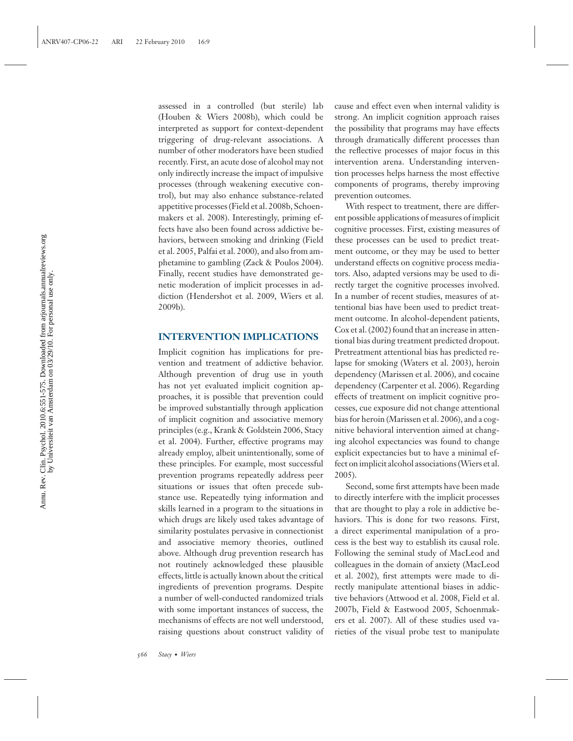assessed in a controlled (but sterile) lab (Houben & Wiers 2008b), which could be interpreted as support for context-dependent triggering of drug-relevant associations. A number of other moderators have been studied recently. First, an acute dose of alcohol may not only indirectly increase the impact of impulsive processes (through weakening executive control), but may also enhance substance-related appetitive processes (Field et al. 2008b, Schoenmakers et al. 2008). Interestingly, priming effects have also been found across addictive behaviors, between smoking and drinking (Field et al. 2005, Palfai et al. 2000), and also from amphetamine to gambling (Zack & Poulos 2004). Finally, recent studies have demonstrated genetic moderation of implicit processes in addiction (Hendershot et al. 2009, Wiers et al. 2009b).

## INTERVENTION IMPLICATIONS

Implicit cognition has implications for prevention and treatment of addictive behavior. Although prevention of drug use in youth has not yet evaluated implicit cognition approaches, it is possible that prevention could be improved substantially through application of implicit cognition and associative memory principles (e.g., Krank & Goldstein 2006, Stacy et al. 2004). Further, effective programs may already employ, albeit unintentionally, some of these principles. For example, most successful prevention programs repeatedly address peer situations or issues that often precede substance use. Repeatedly tying information and skills learned in a program to the situations in which drugs are likely used takes advantage of similarity postulates pervasive in connectionist and associative memory theories, outlined above. Although drug prevention research has not routinely acknowledged these plausible effects, little is actually known about the critical ingredients of prevention programs. Despite a number of well-conducted randomized trials with some important instances of success, the mechanisms of effects are not well understood, raising questions about construct validity of cause and effect even when internal validity is strong. An implicit cognition approach raises the possibility that programs may have effects through dramatically different processes than the reflective processes of major focus in this intervention arena. Understanding intervention processes helps harness the most effective components of programs, thereby improving prevention outcomes.

With respect to treatment, there are different possible applications of measures of implicit cognitive processes. First, existing measures of these processes can be used to predict treatment outcome, or they may be used to better understand effects on cognitive process mediators. Also, adapted versions may be used to directly target the cognitive processes involved. In a number of recent studies, measures of attentional bias have been used to predict treatment outcome. In alcohol-dependent patients, Cox et al. (2002) found that an increase in attentional bias during treatment predicted dropout. Pretreatment attentional bias has predicted relapse for smoking (Waters et al. 2003), heroin dependency (Marissen et al. 2006), and cocaine dependency (Carpenter et al. 2006). Regarding effects of treatment on implicit cognitive processes, cue exposure did not change attentional bias for heroin (Marissen et al. 2006), and a cognitive behavioral intervention aimed at changing alcohol expectancies was found to change explicit expectancies but to have a minimal effect on implicit alcohol associations (Wiers et al. 2005).

Second, some first attempts have been made to directly interfere with the implicit processes that are thought to play a role in addictive behaviors. This is done for two reasons. First, a direct experimental manipulation of a process is the best way to establish its causal role. Following the seminal study of MacLeod and colleagues in the domain of anxiety (MacLeod et al. 2002), first attempts were made to directly manipulate attentional biases in addictive behaviors (Attwood et al. 2008, Field et al. 2007b, Field & Eastwood 2005, Schoenmakers et al. 2007). All of these studies used varieties of the visual probe test to manipulate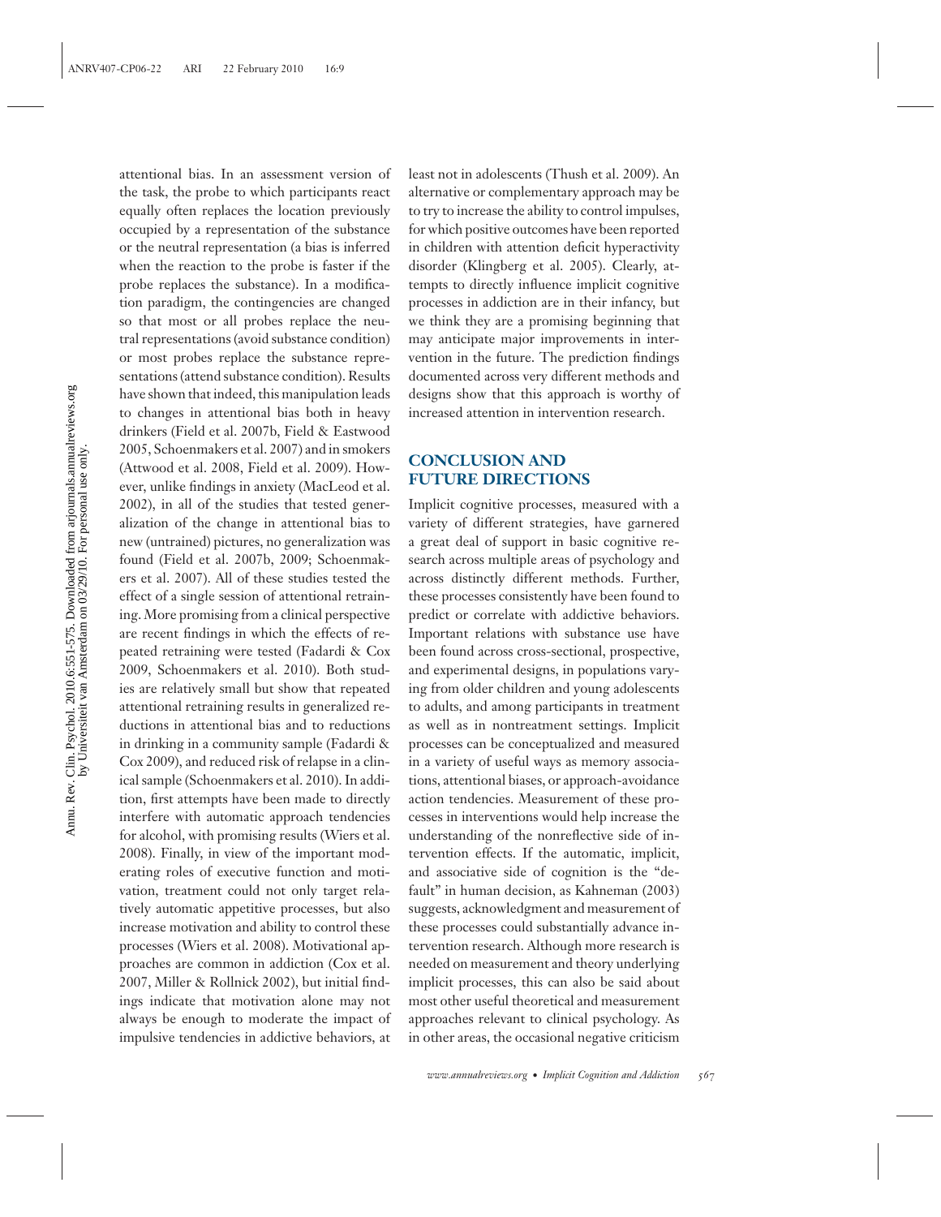attentional bias. In an assessment version of the task, the probe to which participants react equally often replaces the location previously occupied by a representation of the substance or the neutral representation (a bias is inferred when the reaction to the probe is faster if the probe replaces the substance). In a modification paradigm, the contingencies are changed so that most or all probes replace the neutral representations (avoid substance condition) or most probes replace the substance representations (attend substance condition). Results have shown that indeed, this manipulation leads to changes in attentional bias both in heavy drinkers (Field et al. 2007b, Field & Eastwood 2005, Schoenmakers et al. 2007) and in smokers (Attwood et al. 2008, Field et al. 2009). However, unlike findings in anxiety (MacLeod et al. 2002), in all of the studies that tested generalization of the change in attentional bias to new (untrained) pictures, no generalization was found (Field et al. 2007b, 2009; Schoenmakers et al. 2007). All of these studies tested the effect of a single session of attentional retraining. More promising from a clinical perspective are recent findings in which the effects of repeated retraining were tested (Fadardi & Cox 2009, Schoenmakers et al. 2010). Both studies are relatively small but show that repeated attentional retraining results in generalized reductions in attentional bias and to reductions in drinking in a community sample (Fadardi & Cox 2009), and reduced risk of relapse in a clinical sample (Schoenmakers et al. 2010). In addition, first attempts have been made to directly interfere with automatic approach tendencies for alcohol, with promising results (Wiers et al. 2008). Finally, in view of the important moderating roles of executive function and motivation, treatment could not only target relatively automatic appetitive processes, but also increase motivation and ability to control these processes (Wiers et al. 2008). Motivational approaches are common in addiction (Cox et al. 2007, Miller & Rollnick 2002), but initial findings indicate that motivation alone may not always be enough to moderate the impact of impulsive tendencies in addictive behaviors, at least not in adolescents (Thush et al. 2009). An alternative or complementary approach may be to try to increase the ability to control impulses, for which positive outcomes have been reported in children with attention deficit hyperactivity disorder (Klingberg et al. 2005). Clearly, attempts to directly influence implicit cognitive processes in addiction are in their infancy, but we think they are a promising beginning that may anticipate major improvements in intervention in the future. The prediction findings documented across very different methods and designs show that this approach is worthy of increased attention in intervention research.

## CONCLUSION AND FUTURE DIRECTIONS

Implicit cognitive processes, measured with a variety of different strategies, have garnered a great deal of support in basic cognitive research across multiple areas of psychology and across distinctly different methods. Further, these processes consistently have been found to predict or correlate with addictive behaviors. Important relations with substance use have been found across cross-sectional, prospective, and experimental designs, in populations varying from older children and young adolescents to adults, and among participants in treatment as well as in nontreatment settings. Implicit processes can be conceptualized and measured in a variety of useful ways as memory associations, attentional biases, or approach-avoidance action tendencies. Measurement of these processes in interventions would help increase the understanding of the nonreflective side of intervention effects. If the automatic, implicit, and associative side of cognition is the "default" in human decision, as Kahneman (2003) suggests, acknowledgment and measurement of these processes could substantially advance intervention research. Although more research is needed on measurement and theory underlying implicit processes, this can also be said about most other useful theoretical and measurement approaches relevant to clinical psychology. As in other areas, the occasional negative criticism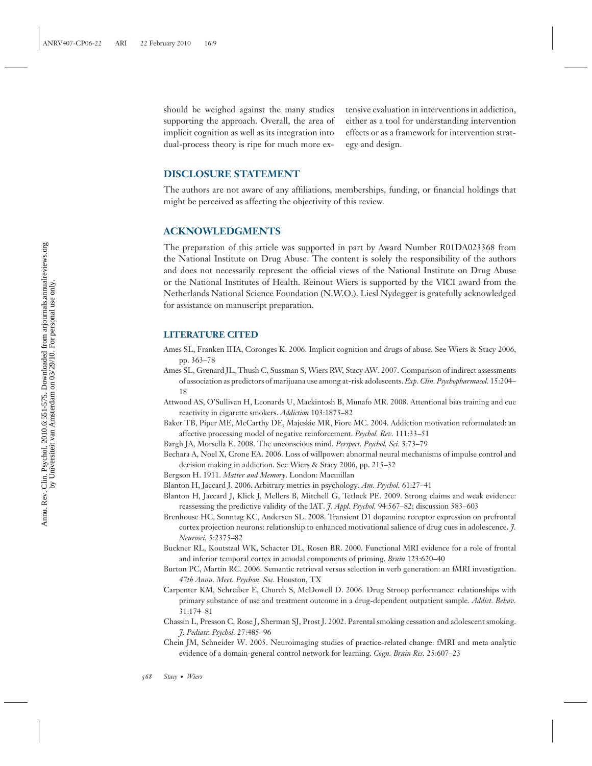should be weighed against the many studies supporting the approach. Overall, the area of implicit cognition as well as its integration into dual-process theory is ripe for much more extensive evaluation in interventions in addiction, either as a tool for understanding intervention effects or as a framework for intervention strategy and design.

## DISCLOSURE STATEMENT

The authors are not aware of any affiliations, memberships, funding, or financial holdings that might be perceived as affecting the objectivity of this review.

## ACKNOWLEDGMENTS

The preparation of this article was supported in part by Award Number R01DA023368 from the National Institute on Drug Abuse. The content is solely the responsibility of the authors and does not necessarily represent the official views of the National Institute on Drug Abuse or the National Institutes of Health. Reinout Wiers is supported by the VICI award from the Netherlands National Science Foundation (N.W.O.). Liesl Nydegger is gratefully acknowledged for assistance on manuscript preparation.

## LITERATURE CITED

Ames SL, Franken IHA, Coronges K. 2006. Implicit cognition and drugs of abuse. See Wiers & Stacy 2006, pp. 363–78

Ames SL, Grenard JL, Thush C, Sussman S, Wiers RW, Stacy AW. 2007. Comparison of indirect assessments of association as predictors of marijuana use among at-risk adolescents. *Exp. Clin. Psychopharmacol.* 15:204–18

Attwood AS, O'Sullivan H, Leonards U, Mackintosh B, Munafo MR. 2008. Attentional bias training and cue reactivity in cigarette smokers. *Addiction* 103:1875–82

Baker TB, Piper ME, McCarthy DE, Majeskie MR, Fiore MC. 2004. Addiction motivation reformulated: an affective processing model of negative reinforcement. *Psychol. Rev.* 111:33–51

Bargh JA, Morsella E. 2008. The unconscious mind. *Perspect. Psychol. Sci.* 3:73–79

Bechara A, Noel X, Crone EA. 2006. Loss of willpower: abnormal neural mechanisms of impulse control and decision making in addiction. See Wiers & Stacy 2006, pp. 215–32

Bergson H. 1911. *Matter and Memory*. London: Macmillan

Blanton H, Jaccard J. 2006. Arbitrary metrics in psychology. *Am. Psychol.* 61:27–41

Blanton H, Jaccard J, Klick J, Mellers B, Mitchell G, Tetlock PE. 2009. Strong claims and weak evidence: reassessing the predictive validity of the IAT. *J. Appl. Psychol.* 94:567–82; discussion 583–603

Brenhouse HC, Sonntag KC, Andersen SL. 2008. Transient D1 dopamine receptor expression on prefrontal cortex projection neurons: relationship to enhanced motivational salience of drug cues in adolescence. *J. Neurosci.* 5:2375–82

Buckner RL, Koutstaal WK, Schacter DL, Rosen BR. 2000. Functional MRI evidence for a role of frontal and inferior temporal cortex in amodal components of priming. *Brain* 123:620–40

Burton PC, Martin RC. 2006. Semantic retrieval versus selection in verb generation: an fMRI investigation. *47th Annu. Meet. Psychon. Soc.* Houston, TX

Carpenter KM, Schreiber E, Church S, McDowell D. 2006. Drug Stroop performance: relationships with primary substance of use and treatment outcome in a drug-dependent outpatient sample. *Addict. Behav.* 31:174–81

Chassin L, Presson C, Rose J, Sherman SJ, Prost J. 2002. Parental smoking cessation and adolescent smoking. *J. Pediatr. Psychol.* 27:485–96

Chein JM, Schneider W. 2005. Neuroimaging studies of practice-related change: fMRI and meta analytic evidence of a domain-general control network for learning. *Cogn. Brain Res.* 25:607–23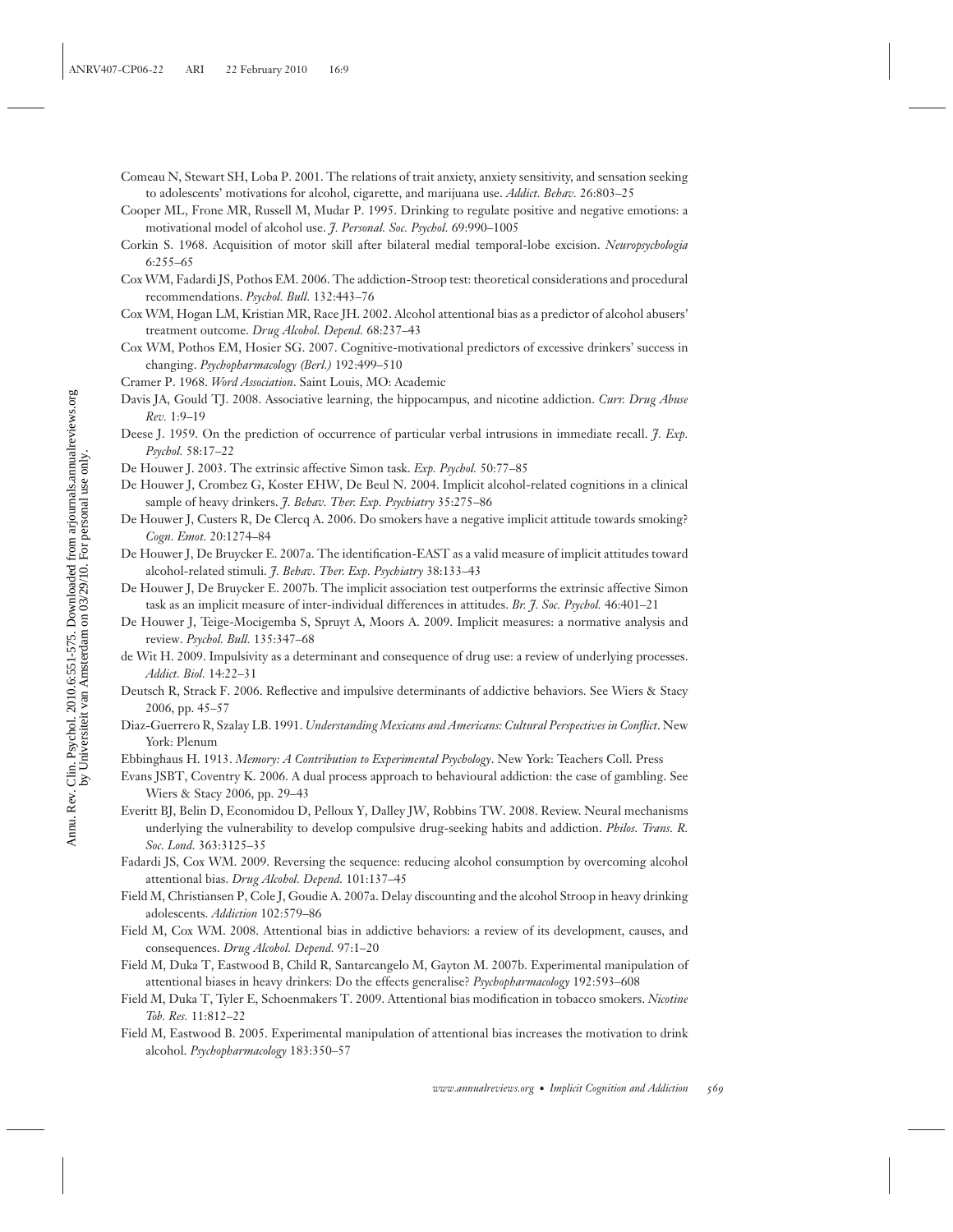Comeau N, Stewart SH, Loba P. 2001. The relations of trait anxiety, anxiety sensitivity, and sensation seeking to adolescents' motivations for alcohol, cigarette, and marijuana use. *Addict. Behav.* 26:803–25

Cooper ML, Frone MR, Russell M, Mudar P. 1995. Drinking to regulate positive and negative emotions: a motivational model of alcohol use. *J. Personal. Soc. Psychol.* 69:990–1005

Corkin S. 1968. Acquisition of motor skill after bilateral medial temporal-lobe excision. *Neuropsychologia* 6:255–65

Cox WM, Fadardi JS, Pothos EM. 2006. The addiction-Stroop test: theoretical considerations and procedural recommendations. *Psychol. Bull.* 132:443–76

Cox WM, Hogan LM, Kristian MR, Race JH. 2002. Alcohol attentional bias as a predictor of alcohol abusers' treatment outcome. *Drug Alcohol. Depend.* 68:237–43

Cox WM, Pothos EM, Hosier SG. 2007. Cognitive-motivational predictors of excessive drinkers' success in changing. *Psychopharmacology (Berl.)* 192:499–510

Cramer P. 1968. *Word Association*. Saint Louis, MO: Academic

Davis JA, Gould TJ. 2008. Associative learning, the hippocampus, and nicotine addiction. *Curr. Drug Abuse Rev.* 1:9–19

Deese J. 1959. On the prediction of occurrence of particular verbal intrusions in immediate recall. *J. Exp. Psychol.* 58:17–22

De Houwer J. 2003. The extrinsic affective Simon task. *Exp. Psychol.* 50:77–85

De Houwer J, Crombez G, Koster EHW, De Beul N. 2004. Implicit alcohol-related cognitions in a clinical sample of heavy drinkers. *J. Behav. Ther. Exp. Psychiatry* 35:275–86

De Houwer J, Custers R, De Clercq A. 2006. Do smokers have a negative implicit attitude towards smoking? *Cogn. Emot.* 20:1274–84

De Houwer J, De Bruycker E. 2007a. The identification-EAST as a valid measure of implicit attitudes toward alcohol-related stimuli. *J. Behav. Ther. Exp. Psychiatry* 38:133–43

De Houwer J, De Bruycker E. 2007b. The implicit association test outperforms the extrinsic affective Simon task as an implicit measure of inter-individual differences in attitudes. *Br. J. Soc. Psychol.* 46:401–21

De Houwer J, Teige-Mocigemba S, Spruyt A, Moors A. 2009. Implicit measures: a normative analysis and review. *Psychol. Bull.* 135:347–68

de Wit H. 2009. Impulsivity as a determinant and consequence of drug use: a review of underlying processes. *Addict. Biol.* 14:22–31

Deutsch R, Strack F. 2006. Reflective and impulsive determinants of addictive behaviors. See Wiers & Stacy 2006, pp. 45–57

Diaz-Guerrero R, Szalay LB. 1991. *Understanding Mexicans and Americans: Cultural Perspectives in Conflict*. New York: Plenum

Ebbinghaus H. 1913. *Memory: A Contribution to Experimental Psychology*. New York: Teachers Coll. Press

Evans JSBT, Coventry K. 2006. A dual process approach to behavioural addiction: the case of gambling. See Wiers & Stacy 2006, pp. 29–43

Everitt BJ, Belin D, Economidou D, Pelloux Y, Dalley JW, Robbins TW. 2008. Review. Neural mechanisms underlying the vulnerability to develop compulsive drug-seeking habits and addiction. *Philos. Trans. R. Soc. Lond.* 363:3125–35

Fadardi JS, Cox WM. 2009. Reversing the sequence: reducing alcohol consumption by overcoming alcohol attentional bias. *Drug Alcohol. Depend.* 101:137–45

Field M, Christiansen P, Cole J, Goudie A. 2007a. Delay discounting and the alcohol Stroop in heavy drinking adolescents. *Addiction* 102:579–86

Field M, Cox WM. 2008. Attentional bias in addictive behaviors: a review of its development, causes, and consequences. *Drug Alcohol. Depend.* 97:1–20

Field M, Duka T, Eastwood B, Child R, Santarcangelo M, Gayton M. 2007b. Experimental manipulation of attentional biases in heavy drinkers: Do the effects generalise? *Psychopharmacology* 192:593–608

Field M, Duka T, Tyler E, Schoenmakers T. 2009. Attentional bias modification in tobacco smokers. *Nicotine Tob. Res.* 11:812–22

Field M, Eastwood B. 2005. Experimental manipulation of attentional bias increases the motivation to drink alcohol. *Psychopharmacology* 183:350–57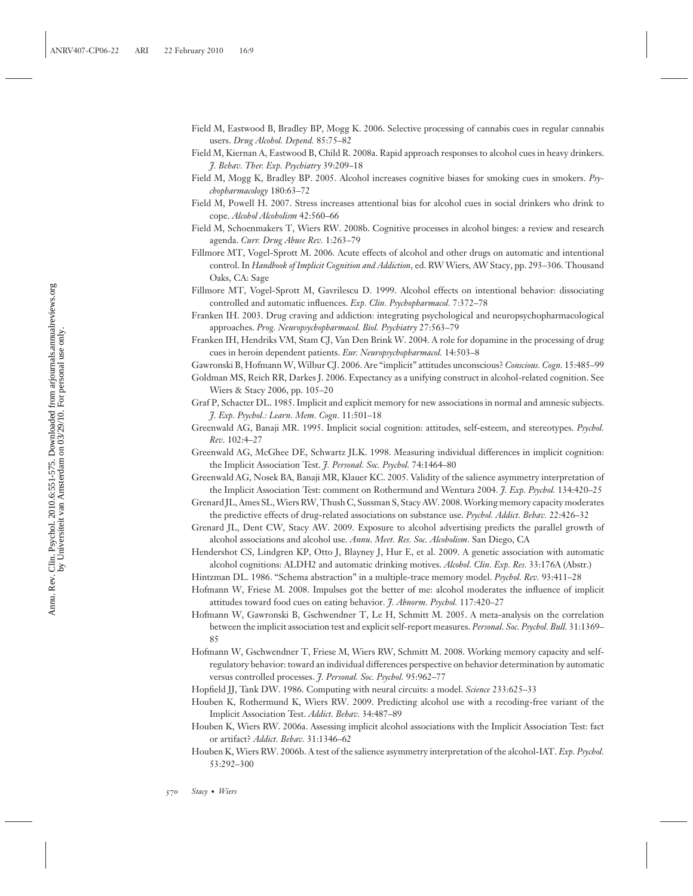Field M, Eastwood B, Bradley BP, Mogg K. 2006. Selective processing of cannabis cues in regular cannabis users. *Drug Alcohol. Depend.* 85:75–82

Field M, Kiernan A, Eastwood B, Child R. 2008a. Rapid approach responses to alcohol cues in heavy drinkers. *J. Behav. Ther. Exp. Psychiatry* 39:209–18

Field M, Mogg K, Bradley BP. 2005. Alcohol increases cognitive biases for smoking cues in smokers. *Psychopharmacology* 180:63–72

Field M, Powell H. 2007. Stress increases attentional bias for alcohol cues in social drinkers who drink to cope. *Alcohol Alcoholism* 42:560–66

Field M, Schoenmakers T, Wiers RW. 2008b. Cognitive processes in alcohol binges: a review and research agenda. *Curr. Drug Abuse Rev.* 1:263–79

Fillmore MT, Vogel-Sprott M. 2006. Acute effects of alcohol and other drugs on automatic and intentional control. In *Handbook of Implicit Cognition and Addiction*, ed. RW Wiers, AW Stacy, pp. 293–306. Thousand Oaks, CA: Sage

Fillmore MT, Vogel-Sprott M, Gavrilescu D. 1999. Alcohol effects on intentional behavior: dissociating controlled and automatic influences. *Exp. Clin. Psychopharmacol.* 7:372–78

Franken IH. 2003. Drug craving and addiction: integrating psychological and neuropsychopharmacological approaches. *Prog. Neuropsychopharmacol. Biol. Psychiatry* 27:563–79

Franken IH, Hendriks VM, Stam CJ, Van Den Brink W. 2004. A role for dopamine in the processing of drug cues in heroin dependent patients. *Eur. Neuropsychopharmacol.* 14:503–8

Gawronski B, Hofmann W, Wilbur CJ. 2006. Are "implicit" attitudes unconscious? *Conscious. Cogn.* 15:485–99

Goldman MS, Reich RR, Darkes J. 2006. Expectancy as a unifying construct in alcohol-related cognition. See Wiers & Stacy 2006, pp. 105–20

Graf P, Schacter DL. 1985. Implicit and explicit memory for new associations in normal and amnesic subjects. *J. Exp. Psychol.: Learn. Mem. Cogn.* 11:501–18

Greenwald AG, Banaji MR. 1995. Implicit social cognition: attitudes, self-esteem, and stereotypes. *Psychol. Rev.* 102:4–27

Greenwald AG, McGhee DE, Schwartz JLK. 1998. Measuring individual differences in implicit cognition: the Implicit Association Test. *J. Personal. Soc. Psychol.* 74:1464–80

Greenwald AG, Nosek BA, Banaji MR, Klauer KC. 2005. Validity of the salience asymmetry interpretation of the Implicit Association Test: comment on Rothermund and Wentura 2004. *J. Exp. Psychol.* 134:420–25

Grenard JL, Ames SL, Wiers RW, Thush C, Sussman S, Stacy AW. 2008. Working memory capacity moderates the predictive effects of drug-related associations on substance use. *Psychol. Addict. Behav.* 22:426–32

Grenard JL, Dent CW, Stacy AW. 2009. Exposure to alcohol advertising predicts the parallel growth of alcohol associations and alcohol use. *Annu. Meet. Res. Soc. Alcoholism*. San Diego, CA

Hendershot CS, Lindgren KP, Otto J, Blayney J, Hur E, et al. 2009. A genetic association with automatic alcohol cognitions: ALDH2 and automatic drinking motives. *Alcohol. Clin. Exp. Res.* 33:176A (Abstr.)

Hintzman DL. 1986. "Schema abstraction" in a multiple-trace memory model. *Psychol. Rev.* 93:411–28

Hofmann W, Friese M. 2008. Impulses got the better of me: alcohol moderates the influence of implicit attitudes toward food cues on eating behavior. *J. Abnorm. Psychol.* 117:420–27

Hofmann W, Gawronski B, Gschwendner T, Le H, Schmitt M. 2005. A meta-analysis on the correlation between the implicit association test and explicit self-report measures. *Personal. Soc. Psychol. Bull.* 31:1369–85

Hofmann W, Gschwendner T, Friese M, Wiers RW, Schmitt M. 2008. Working memory capacity and self-regulatory behavior: toward an individual differences perspective on behavior determination by automatic versus controlled processes. *J. Personal. Soc. Psychol.* 95:962–77

Hopfield JJ, Tank DW. 1986. Computing with neural circuits: a model. *Science* 233:625–33

Houben K, Rothermund K, Wiers RW. 2009. Predicting alcohol use with a recoding-free variant of the Implicit Association Test. *Addict. Behav.* 34:487–89

Houben K, Wiers RW. 2006a. Assessing implicit alcohol associations with the Implicit Association Test: fact or artifact? *Addict. Behav.* 31:1346–62

Houben K, Wiers RW. 2006b. A test of the salience asymmetry interpretation of the alcohol-IAT. *Exp. Psychol.* 53:292–300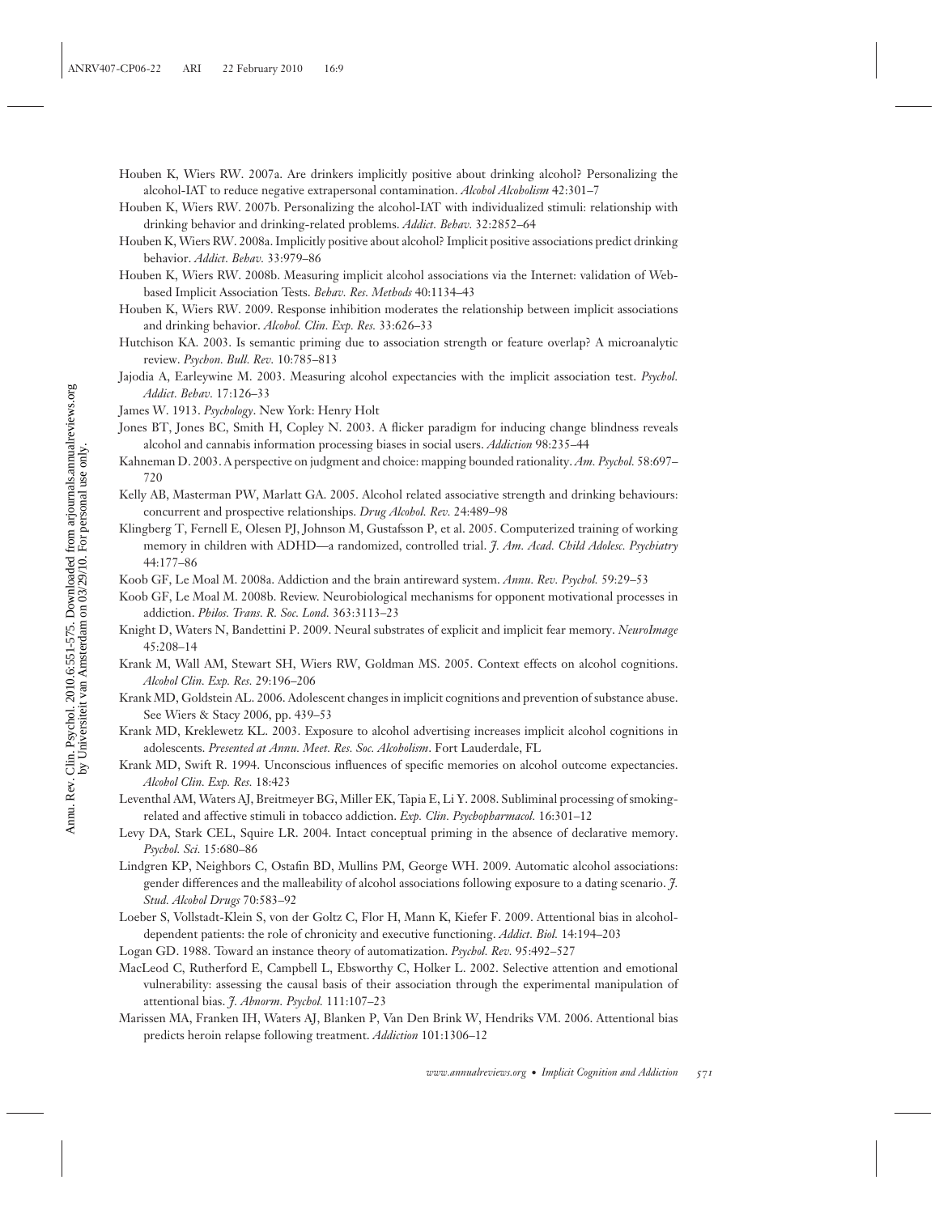Houben K, Wiers RW. 2007a. Are drinkers implicitly positive about drinking alcohol? Personalizing the alcohol-IAT to reduce negative extrapersonal contamination. *Alcohol Alcoholism* 42:301–7

Houben K, Wiers RW. 2007b. Personalizing the alcohol-IAT with individualized stimuli: relationship with drinking behavior and drinking-related problems. *Addict. Behav.* 32:2852–64

Houben K, Wiers RW. 2008a. Implicitly positive about alcohol? Implicit positive associations predict drinking behavior. *Addict. Behav.* 33:979–86

Houben K, Wiers RW. 2008b. Measuring implicit alcohol associations via the Internet: validation of Web-based Implicit Association Tests. *Behav. Res. Methods* 40:1134–43

Houben K, Wiers RW. 2009. Response inhibition moderates the relationship between implicit associations and drinking behavior. *Alcohol. Clin. Exp. Res.* 33:626–33

Hutchison KA. 2003. Is semantic priming due to association strength or feature overlap? A microanalytic review. *Psychon. Bull. Rev.* 10:785–813

Jajodia A, Earleywine M. 2003. Measuring alcohol expectancies with the implicit association test. *Psychol. Addict. Behav.* 17:126–33

James W. 1913. *Psychology*. New York: Henry Holt

Jones BT, Jones BC, Smith H, Copley N. 2003. A flicker paradigm for inducing change blindness reveals alcohol and cannabis information processing biases in social users. *Addiction* 98:235–44

Kahneman D. 2003. A perspective on judgment and choice: mapping bounded rationality. *Am. Psychol.* 58:697–720

Kelly AB, Masterman PW, Marlatt GA. 2005. Alcohol related associative strength and drinking behaviours: concurrent and prospective relationships. *Drug Alcohol. Rev.* 24:489–98

Klingberg T, Fernell E, Olesen PJ, Johnson M, Gustafsson P, et al. 2005. Computerized training of working memory in children with ADHD—a randomized, controlled trial. *J. Am. Acad. Child Adolesc. Psychiatry* 44:177–86

Koob GF, Le Moal M. 2008a. Addiction and the brain antireward system. *Annu. Rev. Psychol.* 59:29–53

Koob GF, Le Moal M. 2008b. Review. Neurobiological mechanisms for opponent motivational processes in addiction. *Philos. Trans. R. Soc. Lond.* 363:3113–23

Knight D, Waters N, Bandettini P. 2009. Neural substrates of explicit and implicit fear memory. *NeuroImage* 45:208–14

Krank M, Wall AM, Stewart SH, Wiers RW, Goldman MS. 2005. Context effects on alcohol cognitions. *Alcohol Clin. Exp. Res.* 29:196–206

Krank MD, Goldstein AL. 2006. Adolescent changes in implicit cognitions and prevention of substance abuse. See Wiers & Stacy 2006, pp. 439–53

Krank MD, Kreklewetz KL. 2003. Exposure to alcohol advertising increases implicit alcohol cognitions in adolescents. *Presented at Annu. Meet. Res. Soc. Alcoholism*. Fort Lauderdale, FL

Krank MD, Swift R. 1994. Unconscious influences of specific memories on alcohol outcome expectancies. *Alcohol Clin. Exp. Res.* 18:423

Leventhal AM, Waters AJ, Breitmeyer BG, Miller EK, Tapia E, Li Y. 2008. Subliminal processing of smoking-related and affective stimuli in tobacco addiction. *Exp. Clin. Psychopharmacol.* 16:301–12

Levy DA, Stark CEL, Squire LR. 2004. Intact conceptual priming in the absence of declarative memory. *Psychol. Sci.* 15:680–86

Lindgren KP, Neighbors C, Ostafin BD, Mullins PM, George WH. 2009. Automatic alcohol associations: gender differences and the malleability of alcohol associations following exposure to a dating scenario. *J. Stud. Alcohol Drugs* 70:583–92

Loeber S, Vollstadt-Klein S, von der Goltz C, Flor H, Mann K, Kiefer F. 2009. Attentional bias in alcohol-dependent patients: the role of chronicity and executive functioning. *Addict. Biol.* 14:194–203

Logan GD. 1988. Toward an instance theory of automatization. *Psychol. Rev.* 95:492–527

MacLeod C, Rutherford E, Campbell L, Ebsworthy C, Holker L. 2002. Selective attention and emotional vulnerability: assessing the causal basis of their association through the experimental manipulation of attentional bias. *J. Abnorm. Psychol.* 111:107–23

Marissen MA, Franken IH, Waters AJ, Blanken P, Van Den Brink W, Hendriks VM. 2006. Attentional bias predicts heroin relapse following treatment. *Addiction* 101:1306–12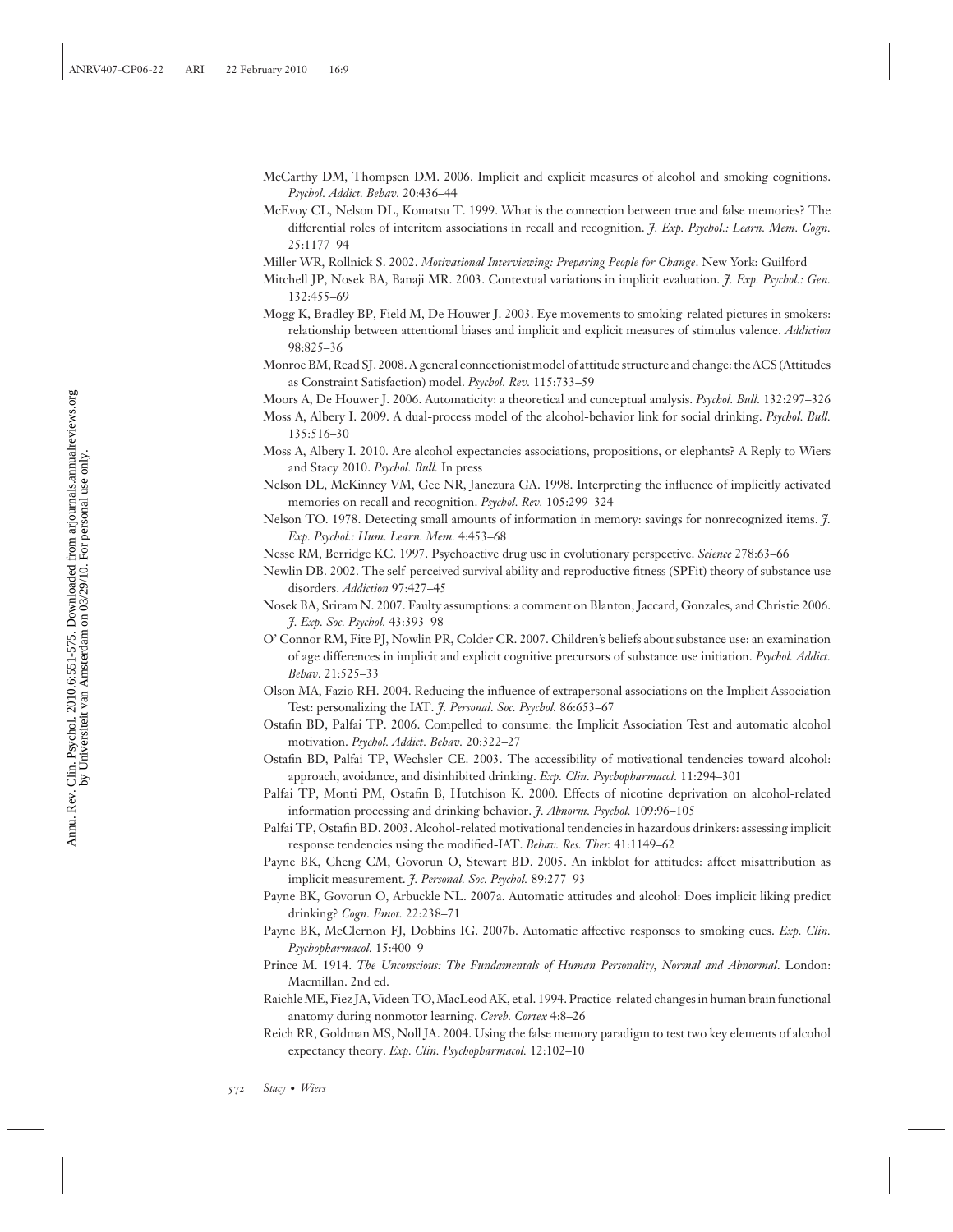McCarthy DM, Thompsen DM. 2006. Implicit and explicit measures of alcohol and smoking cognitions. *Psychol. Addict. Behav.* 20:436–44

McEvoy CL, Nelson DL, Komatsu T. 1999. What is the connection between true and false memories? The differential roles of interitem associations in recall and recognition. *J. Exp. Psychol.: Learn. Mem. Cogn.* 25:1177–94

Miller WR, Rollnick S. 2002. *Motivational Interviewing: Preparing People for Change*. New York: Guilford

Mitchell JP, Nosek BA, Banaji MR. 2003. Contextual variations in implicit evaluation. *J. Exp. Psychol.: Gen.* 132:455–69

Mogg K, Bradley BP, Field M, De Houwer J. 2003. Eye movements to smoking-related pictures in smokers: relationship between attentional biases and implicit and explicit measures of stimulus valence. *Addiction* 98:825–36

Monroe BM, Read SJ. 2008. A general connectionist model of attitude structure and change: the ACS (Attitudes as Constraint Satisfaction) model. *Psychol. Rev.* 115:733–59

Moors A, De Houwer J. 2006. Automaticity: a theoretical and conceptual analysis. *Psychol. Bull.* 132:297–326

Moss A, Albery I. 2009. A dual-process model of the alcohol-behavior link for social drinking. *Psychol. Bull.* 135:516–30

Moss A, Albery I. 2010. Are alcohol expectancies associations, propositions, or elephants? A Reply to Wiers and Stacy 2010. *Psychol. Bull.* In press

Nelson DL, McKinney VM, Gee NR, Janczura GA. 1998. Interpreting the influence of implicitly activated memories on recall and recognition. *Psychol. Rev.* 105:299–324

Nelson TO. 1978. Detecting small amounts of information in memory: savings for nonrecognized items. *J. Exp. Psychol.: Hum. Learn. Mem.* 4:453–68

Nesse RM, Berridge KC. 1997. Psychoactive drug use in evolutionary perspective. *Science* 278:63–66

Newlin DB. 2002. The self-perceived survival ability and reproductive fitness (SPFit) theory of substance use disorders. *Addiction* 97:427–45

Nosek BA, Sriram N. 2007. Faulty assumptions: a comment on Blanton, Jaccard, Gonzales, and Christie 2006. *J. Exp. Soc. Psychol.* 43:393–98

O' Connor RM, Fite PJ, Nowlin PR, Colder CR. 2007. Children's beliefs about substance use: an examination of age differences in implicit and explicit cognitive precursors of substance use initiation. *Psychol. Addict. Behav.* 21:525–33

Olson MA, Fazio RH. 2004. Reducing the influence of extrapersonal associations on the Implicit Association Test: personalizing the IAT. *J. Personal. Soc. Psychol.* 86:653–67

Ostafin BD, Palfai TP. 2006. Compelled to consume: the Implicit Association Test and automatic alcohol motivation. *Psychol. Addict. Behav.* 20:322–27

Ostafin BD, Palfai TP, Wechsler CE. 2003. The accessibility of motivational tendencies toward alcohol: approach, avoidance, and disinhibited drinking. *Exp. Clin. Psychopharmacol.* 11:294–301

Palfai TP, Monti PM, Ostafin B, Hutchison K. 2000. Effects of nicotine deprivation on alcohol-related information processing and drinking behavior. *J. Abnorm. Psychol.* 109:96–105

Palfai TP, Ostafin BD. 2003. Alcohol-related motivational tendencies in hazardous drinkers: assessing implicit response tendencies using the modified-IAT. *Behav. Res. Ther.* 41:1149–62

Payne BK, Cheng CM, Govorun O, Stewart BD. 2005. An inkblot for attitudes: affect misattribution as implicit measurement. *J. Personal. Soc. Psychol.* 89:277–93

Payne BK, Govorun O, Arbuckle NL. 2007a. Automatic attitudes and alcohol: Does implicit liking predict drinking? *Cogn. Emot.* 22:238–71

Payne BK, McClernon FJ, Dobbins IG. 2007b. Automatic affective responses to smoking cues. *Exp. Clin. Psychopharmacol.* 15:400–9

Prince M. 1914. *The Unconscious: The Fundamentals of Human Personality, Normal and Abnormal*. London: Macmillan. 2nd ed.

Raichle ME, Fiez JA, Videen TO, MacLeod AK, et al. 1994. Practice-related changes in human brain functional anatomy during nonmotor learning. *Cereb. Cortex* 4:8–26

Reich RR, Goldman MS, Noll JA. 2004. Using the false memory paradigm to test two key elements of alcohol expectancy theory. *Exp. Clin. Psychopharmacol.* 12:102–10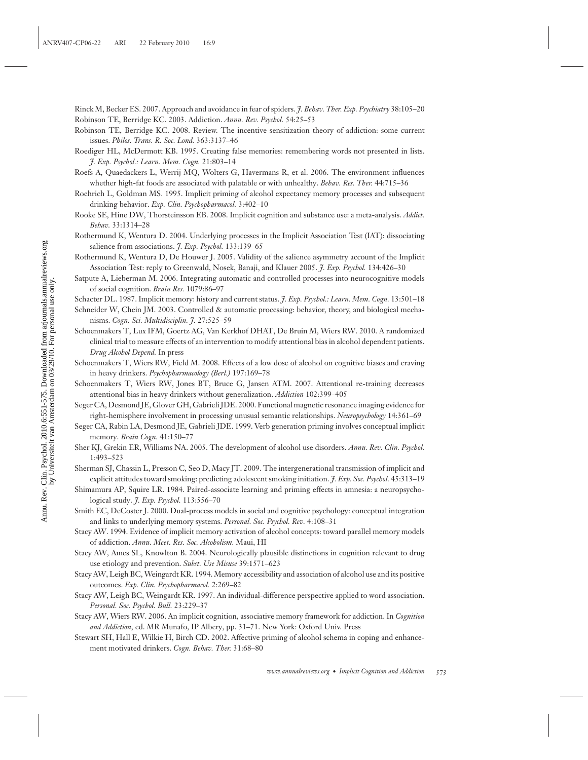Rinck M, Becker ES. 2007. Approach and avoidance in fear of spiders. *J. Behav. Ther. Exp. Psychiatry* 38:105–20

Robinson TE, Berridge KC. 2003. Addiction. *Annu. Rev. Psychol.* 54:25–53

Robinson TE, Berridge KC. 2008. Review. The incentive sensitization theory of addiction: some current issues. *Philos. Trans. R. Soc. Lond.* 363:3137–46

Roediger HL, McDermott KB. 1995. Creating false memories: remembering words not presented in lists. *J. Exp. Psychol.: Learn. Mem. Cogn.* 21:803–14

Roefs A, Quaedackers L, Werrij MQ, Wolters G, Havermans R, et al. 2006. The environment influences whether high-fat foods are associated with palatable or with unhealthy. *Behav. Res. Ther.* 44:715–36

Roehrich L, Goldman MS. 1995. Implicit priming of alcohol expectancy memory processes and subsequent drinking behavior. *Exp. Clin. Psychopharmacol.* 3:402–10

Rooke SE, Hine DW, Thorsteinsson EB. 2008. Implicit cognition and substance use: a meta-analysis. *Addict. Behav.* 33:1314–28

Rothermund K, Wentura D. 2004. Underlying processes in the Implicit Association Test (IAT): dissociating salience from associations. *J. Exp. Psychol.* 133:139–65

Rothermund K, Wentura D, De Houwer J. 2005. Validity of the salience asymmetry account of the Implicit Association Test: reply to Greenwald, Nosek, Banaji, and Klauer 2005. *J. Exp. Psychol.* 134:426–30

Satpute A, Lieberman M. 2006. Integrating automatic and controlled processes into neurocognitive models of social cognition. *Brain Res.* 1079:86–97

Schacter DL. 1987. Implicit memory: history and current status. *J. Exp. Psychol.: Learn. Mem. Cogn.* 13:501–18

Schneider W, Chein JM. 2003. Controlled & automatic processing: behavior, theory, and biological mechanisms. *Cogn. Sci. Multidisciplin. J.* 27:525–59

Schoenmakers T, Lux IFM, Goertz AG, Van Kerkhof DHAT, De Bruin M, Wiers RW. 2010. A randomized clinical trial to measure effects of an intervention to modify attentional bias in alcohol dependent patients. *Drug Alcohol Depend.* In press

Schoenmakers T, Wiers RW, Field M. 2008. Effects of a low dose of alcohol on cognitive biases and craving in heavy drinkers. *Psychopharmacology (Berl.)* 197:169–78

Schoenmakers T, Wiers RW, Jones BT, Bruce G, Jansen ATM. 2007. Attentional re-training decreases attentional bias in heavy drinkers without generalization. *Addiction* 102:399–405

Seger CA, Desmond JE, Glover GH, Gabrieli JDE. 2000. Functional magnetic resonance imaging evidence for right-hemisphere involvement in processing unusual semantic relationships. *Neuropsychology* 14:361–69

Seger CA, Rabin LA, Desmond JE, Gabrieli JDE. 1999. Verb generation priming involves conceptual implicit memory. *Brain Cogn.* 41:150–77

Sher KJ, Grekin ER, Williams NA. 2005. The development of alcohol use disorders. *Annu. Rev. Clin. Psychol.* 1:493–523

Sherman SJ, Chassin L, Presson C, Seo D, Macy JT. 2009. The intergenerational transmission of implicit and explicit attitudes toward smoking: predicting adolescent smoking initiation. *J. Exp. Soc. Psychol.* 45:313–19

Shimamura AP, Squire LR. 1984. Paired-associate learning and priming effects in amnesia: a neuropsychological study. *J. Exp. Psychol.* 113:556–70

Smith EC, DeCoster J. 2000. Dual-process models in social and cognitive psychology: conceptual integration and links to underlying memory systems. *Personal. Soc. Psychol. Rev.* 4:108–31

Stacy AW. 1994. Evidence of implicit memory activation of alcohol concepts: toward parallel memory models of addiction. *Annu. Meet. Res. Soc. Alcoholism.* Maui, HI

Stacy AW, Ames SL, Knowlton B. 2004. Neurologically plausible distinctions in cognition relevant to drug use etiology and prevention. *Subst. Use Misuse* 39:1571–623

Stacy AW, Leigh BC, Weingardt KR. 1994. Memory accessibility and association of alcohol use and its positive outcomes. *Exp. Clin. Psychopharmacol.* 2:269–82

Stacy AW, Leigh BC, Weingardt KR. 1997. An individual-difference perspective applied to word association. *Personal. Soc. Psychol. Bull.* 23:229–37

Stacy AW, Wiers RW. 2006. An implicit cognition, associative memory framework for addiction. In *Cognition and Addiction*, ed. MR Munafo, IP Albery, pp. 31–71. New York: Oxford Univ. Press

Stewart SH, Hall E, Wilkie H, Birch CD. 2002. Affective priming of alcohol schema in coping and enhancement motivated drinkers. *Cogn. Behav. Ther.* 31:68–80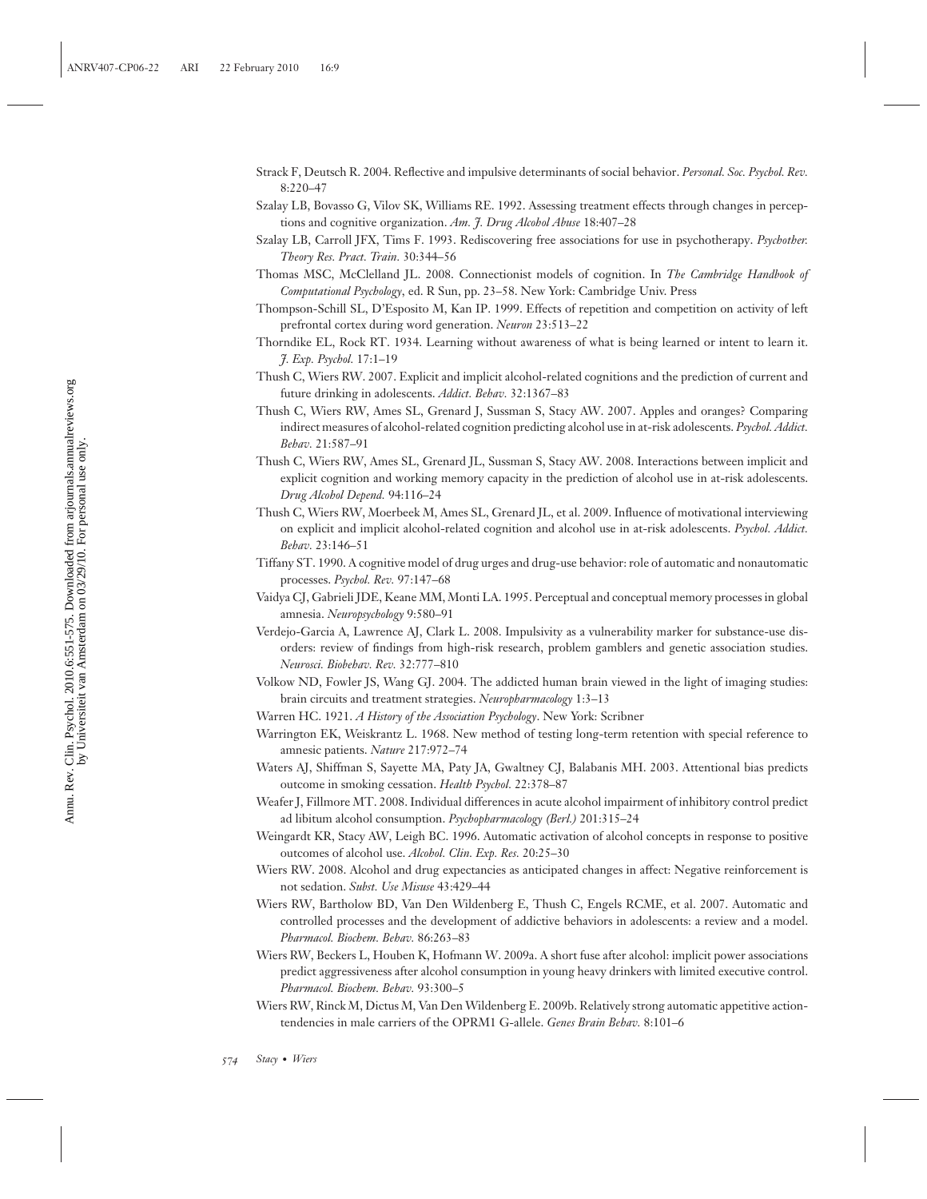Strack F, Deutsch R. 2004. Reflective and impulsive determinants of social behavior. *Personal. Soc. Psychol. Rev.* 8:220–47

Szalay LB, Bovasso G, Vilov SK, Williams RE. 1992. Assessing treatment effects through changes in perceptions and cognitive organization. *Am. J. Drug Alcohol Abuse* 18:407–28

Szalay LB, Carroll JFX, Tims F. 1993. Rediscovering free associations for use in psychotherapy. *Psychother. Theory Res. Pract. Train.* 30:344–56

Thomas MSC, McClelland JL. 2008. Connectionist models of cognition. In *The Cambridge Handbook of Computational Psychology*, ed. R Sun, pp. 23–58. New York: Cambridge Univ. Press

Thompson-Schill SL, D'Esposito M, Kan IP. 1999. Effects of repetition and competition on activity of left prefrontal cortex during word generation. *Neuron* 23:513–22

Thorndike EL, Rock RT. 1934. Learning without awareness of what is being learned or intent to learn it. *J. Exp. Psychol.* 17:1–19

Thush C, Wiers RW. 2007. Explicit and implicit alcohol-related cognitions and the prediction of current and future drinking in adolescents. *Addict. Behav.* 32:1367–83

Thush C, Wiers RW, Ames SL, Grenard J, Sussman S, Stacy AW. 2007. Apples and oranges? Comparing indirect measures of alcohol-related cognition predicting alcohol use in at-risk adolescents. *Psychol. Addict. Behav.* 21:587–91

Thush C, Wiers RW, Ames SL, Grenard JL, Sussman S, Stacy AW. 2008. Interactions between implicit and explicit cognition and working memory capacity in the prediction of alcohol use in at-risk adolescents. *Drug Alcohol Depend.* 94:116–24

Thush C, Wiers RW, Moerbeek M, Ames SL, Grenard JL, et al. 2009. Influence of motivational interviewing on explicit and implicit alcohol-related cognition and alcohol use in at-risk adolescents. *Psychol. Addict. Behav.* 23:146–51

Tiffany ST. 1990. A cognitive model of drug urges and drug-use behavior: role of automatic and nonautomatic processes. *Psychol. Rev.* 97:147–68

Vaidya CJ, Gabrieli JDE, Keane MM, Monti LA. 1995. Perceptual and conceptual memory processes in global amnesia. *Neuropsychology* 9:580–91

Verdejo-Garcia A, Lawrence AJ, Clark L. 2008. Impulsivity as a vulnerability marker for substance-use disorders: review of findings from high-risk research, problem gamblers and genetic association studies. *Neurosci. Biobehav. Rev.* 32:777–810

Volkow ND, Fowler JS, Wang GJ. 2004. The addicted human brain viewed in the light of imaging studies: brain circuits and treatment strategies. *Neuropharmacology* 1:3–13

Warren HC. 1921. *A History of the Association Psychology*. New York: Scribner

Warrington EK, Weiskrantz L. 1968. New method of testing long-term retention with special reference to amnesic patients. *Nature* 217:972–74

Waters AJ, Shiffman S, Sayette MA, Paty JA, Gwaltney CJ, Balabanis MH. 2003. Attentional bias predicts outcome in smoking cessation. *Health Psychol.* 22:378–87

Weafer J, Fillmore MT. 2008. Individual differences in acute alcohol impairment of inhibitory control predict ad libitum alcohol consumption. *Psychopharmacology (Berl.)* 201:315–24

Weingardt KR, Stacy AW, Leigh BC. 1996. Automatic activation of alcohol concepts in response to positive outcomes of alcohol use. *Alcohol. Clin. Exp. Res.* 20:25–30

Wiers RW. 2008. Alcohol and drug expectancies as anticipated changes in affect: Negative reinforcement is not sedation. *Subst. Use Misuse* 43:429–44

Wiers RW, Bartholow BD, Van Den Wildenberg E, Thush C, Engels RCME, et al. 2007. Automatic and controlled processes and the development of addictive behaviors in adolescents: a review and a model. *Pharmacol. Biochem. Behav.* 86:263–83

Wiers RW, Beckers L, Houben K, Hofmann W. 2009a. A short fuse after alcohol: implicit power associations predict aggressiveness after alcohol consumption in young heavy drinkers with limited executive control. *Pharmacol. Biochem. Behav.* 93:300–5

Wiers RW, Rinck M, Dictus M, Van Den Wildenberg E. 2009b. Relatively strong automatic appetitive action-tendencies in male carriers of the OPRM1 G-allele. *Genes Brain Behav.* 8:101–6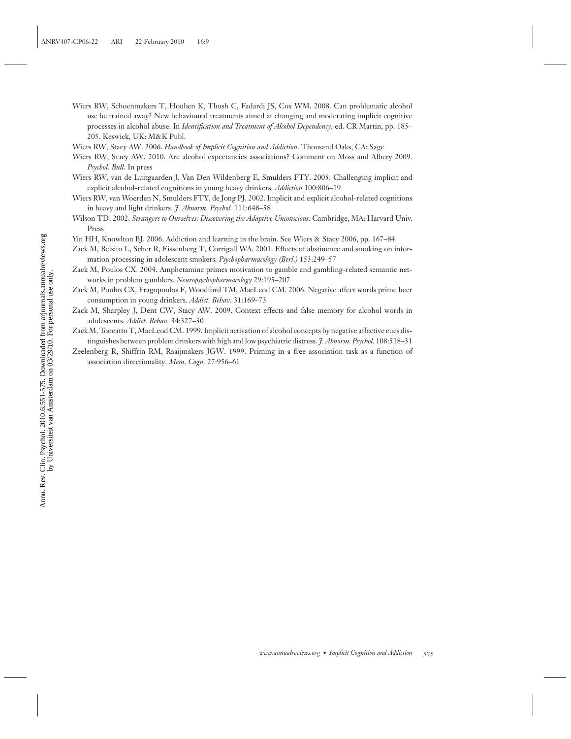Wiers RW, Schoenmakers T, Houben K, Thush C, Fadardi JS, Cox WM. 2008. Can problematic alcohol use be trained away? New behavioural treatments aimed at changing and moderating implicit cognitive processes in alcohol abuse. In *Identification and Treatment of Alcohol Dependency*, ed. CR Martin, pp. 185–205. Keswick, UK: M&K Publ.

Wiers RW, Stacy AW. 2006. *Handbook of Implicit Cognition and Addiction*. Thousand Oaks, CA: Sage

Wiers RW, Stacy AW. 2010. Are alcohol expectancies associations? Comment on Moss and Albery 2009. *Psychol. Bull.* In press

Wiers RW, van de Luitgaarden J, Van Den Wildenberg E, Smulders FTY. 2005. Challenging implicit and explicit alcohol-related cognitions in young heavy drinkers. *Addiction* 100:806–19

Wiers RW, van Woerden N, Smulders FTY, de Jong PJ. 2002. Implicit and explicit alcohol-related cognitions in heavy and light drinkers. *J. Abnorm. Psychol.* 111:648–58

Wilson TD. 2002. *Strangers to Ourselves: Discovering the Adaptive Unconscious*. Cambridge, MA: Harvard Univ. Press

Yin HH, Knowlton BJ. 2006. Addiction and learning in the brain. See Wiers & Stacy 2006, pp. 167–84

Zack M, Belsito L, Scher R, Eissenberg T, Corrigall WA. 2001. Effects of abstinence and smoking on information processing in adolescent smokers. *Psychopharmacology (Berl.)* 153:249–57

Zack M, Poulos CX. 2004. Amphetamine primes motivation to gamble and gambling-related semantic networks in problem gamblers. *Neuropsychopharmacology* 29:195–207

Zack M, Poulos CX, Fragopoulos F, Woodford TM, MacLeod CM. 2006. Negative affect words prime beer consumption in young drinkers. *Addict. Behav.* 31:169–73

Zack M, Sharpley J, Dent CW, Stacy AW. 2009. Context effects and false memory for alcohol words in adolescents. *Addict. Behav.* 34:327–30

Zack M, Toneatto T, MacLeod CM. 1999. Implicit activation of alcohol concepts by negative affective cues distinguishes between problem drinkers with high and low psychiatric distress. *J. Abnorm. Psychol.* 108:518–31

Zeelenberg R, Shiffrin RM, Raaijmakers JGW. 1999. Priming in a free association task as a function of association directionality. *Mem. Cogn.* 27:956–61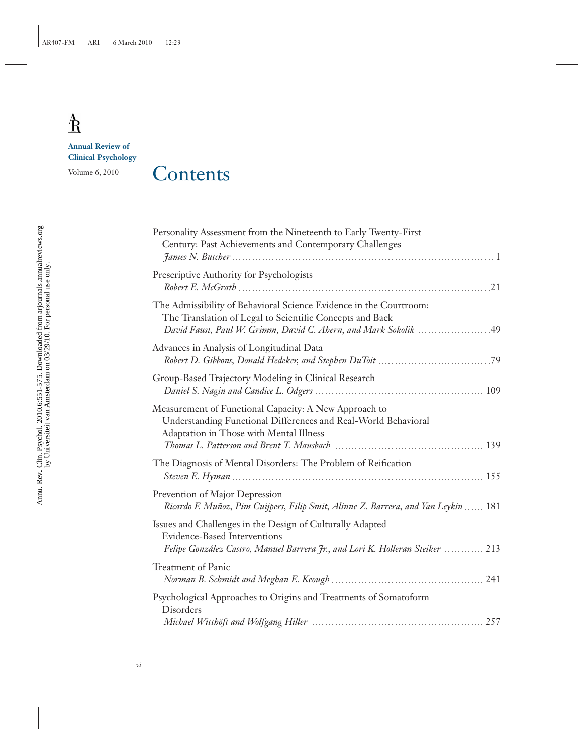**Annual Review of Clinical Psychology**

Volume 6, 2010

# Contents

Personality Assessment from the Nineteenth to Early Twenty-First Century: Past Achievements and Contemporary Challenges
*James N. Butcher* ........ 1

Prescriptive Authority for Psychologists
*Robert E. McGrath* ........ 21

The Admissibility of Behavioral Science Evidence in the Courtroom: The Translation of Legal to Scientific Concepts and Back
*David Faust, Paul W. Grimm, David C. Ahern, and Mark Sokolik* ........ 49

Advances in Analysis of Longitudinal Data
*Robert D. Gibbons, Donald Hedeker, and Stephen DuToit* ........ 79

Group-Based Trajectory Modeling in Clinical Research
*Daniel S. Nagin and Candice L. Odgers* ........ 109

Measurement of Functional Capacity: A New Approach to Understanding Functional Differences and Real-World Behavioral Adaptation in Those with Mental Illness
*Thomas L. Patterson and Brent T. Mausbach* ........ 139

The Diagnosis of Mental Disorders: The Problem of Reification
*Steven E. Hyman* ........ 155

Prevention of Major Depression
*Ricardo F. Muñoz, Pim Cuijpers, Filip Smit, Alinne Z. Barrera, and Yan Leykin* ........ 181

Issues and Challenges in the Design of Culturally Adapted Evidence-Based Interventions
*Felipe González Castro, Manuel Barrera Jr., and Lori K. Holleran Steiker* ........ 213

Treatment of Panic
*Norman B. Schmidt and Meghan E. Keough* ........ 241

Psychological Approaches to Origins and Treatments of Somatoform Disorders
*Michael Witthöft and Wolfgang Hiller* ........ 257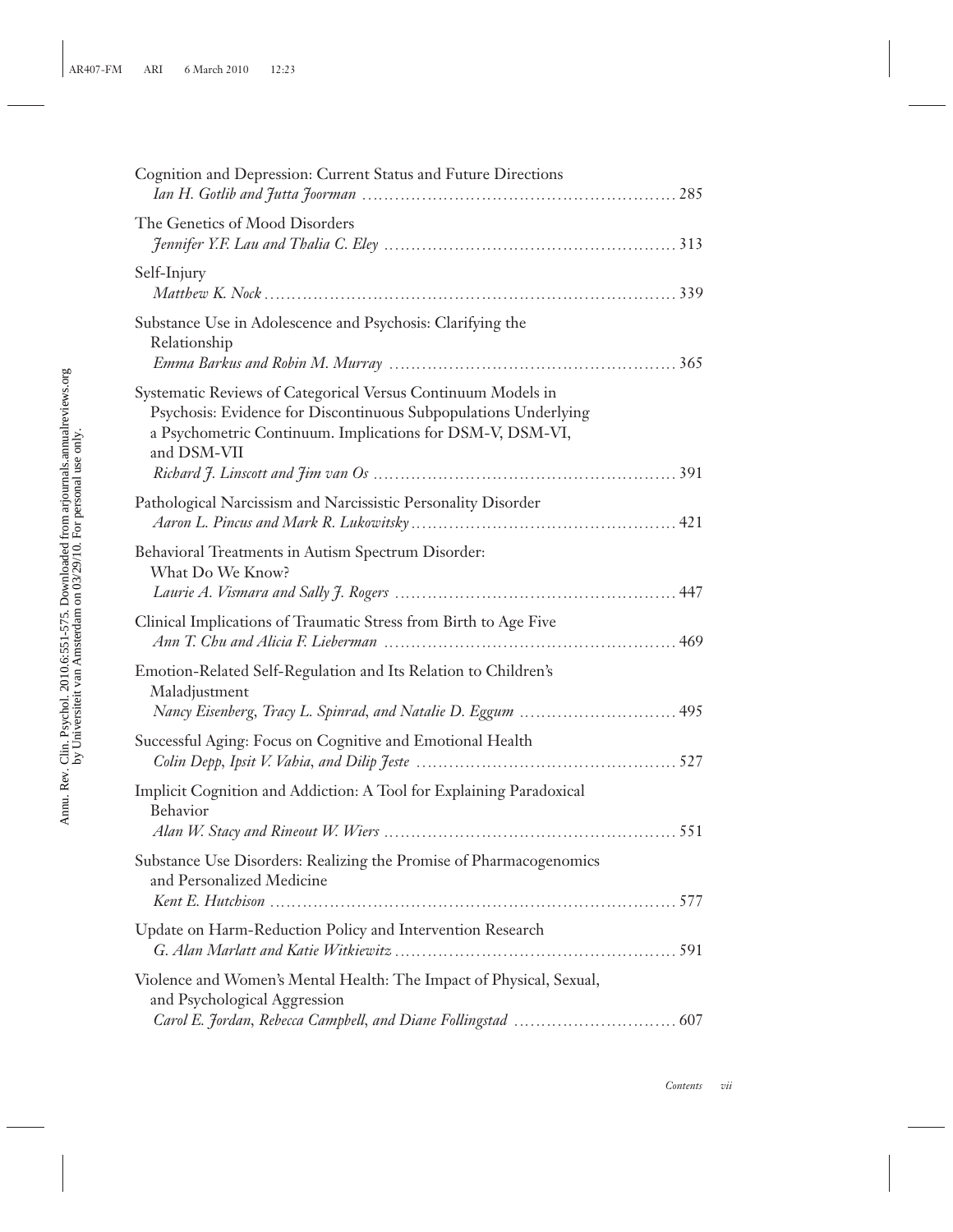Cognition and Depression: Current Status and Future Directions
*Ian H. Gotlib and Jutta Joorman* ........................................................ 285

The Genetics of Mood Disorders
*Jennifer Y.F. Lau and Thalia C. Eley* .................................................... 313

Self-Injury
*Matthew K. Nock* ........................................................................ 339

Substance Use in Adolescence and Psychosis: Clarifying the Relationship
*Emma Barkus and Robin M. Murray* .................................................... 365

Systematic Reviews of Categorical Versus Continuum Models in Psychosis: Evidence for Discontinuous Subpopulations Underlying a Psychometric Continuum. Implications for DSM-V, DSM-VI, and DSM-VII
*Richard J. Linscott and Jim van Os* ...................................................... 391

Pathological Narcissism and Narcissistic Personality Disorder
*Aaron L. Pincus and Mark R. Lukowitsky* ............................................... 421

Behavioral Treatments in Autism Spectrum Disorder: What Do We Know?
*Laurie A. Vismara and Sally J. Rogers* .................................................. 447

Clinical Implications of Traumatic Stress from Birth to Age Five
*Ann T. Chu and Alicia F. Lieberman* .................................................... 469

Emotion-Related Self-Regulation and Its Relation to Children's Maladjustment
*Nancy Eisenberg, Tracy L. Spinrad, and Natalie D. Eggum* ............................ 495

Successful Aging: Focus on Cognitive and Emotional Health
*Colin Depp, Ipsit V. Vahia, and Dilip Jeste* ............................................. 527

Implicit Cognition and Addiction: A Tool for Explaining Paradoxical Behavior
*Alan W. Stacy and Rineout W. Wiers* .................................................... 551

Substance Use Disorders: Realizing the Promise of Pharmacogenomics and Personalized Medicine
*Kent E. Hutchison* ...................................................................... 577

Update on Harm-Reduction Policy and Intervention Research
*G. Alan Marlatt and Katie Witkiewitz* .................................................. 591

Violence and Women's Mental Health: The Impact of Physical, Sexual, and Psychological Aggression
*Carol E. Jordan, Rebecca Campbell, and Diane Follingstad* ............................ 607